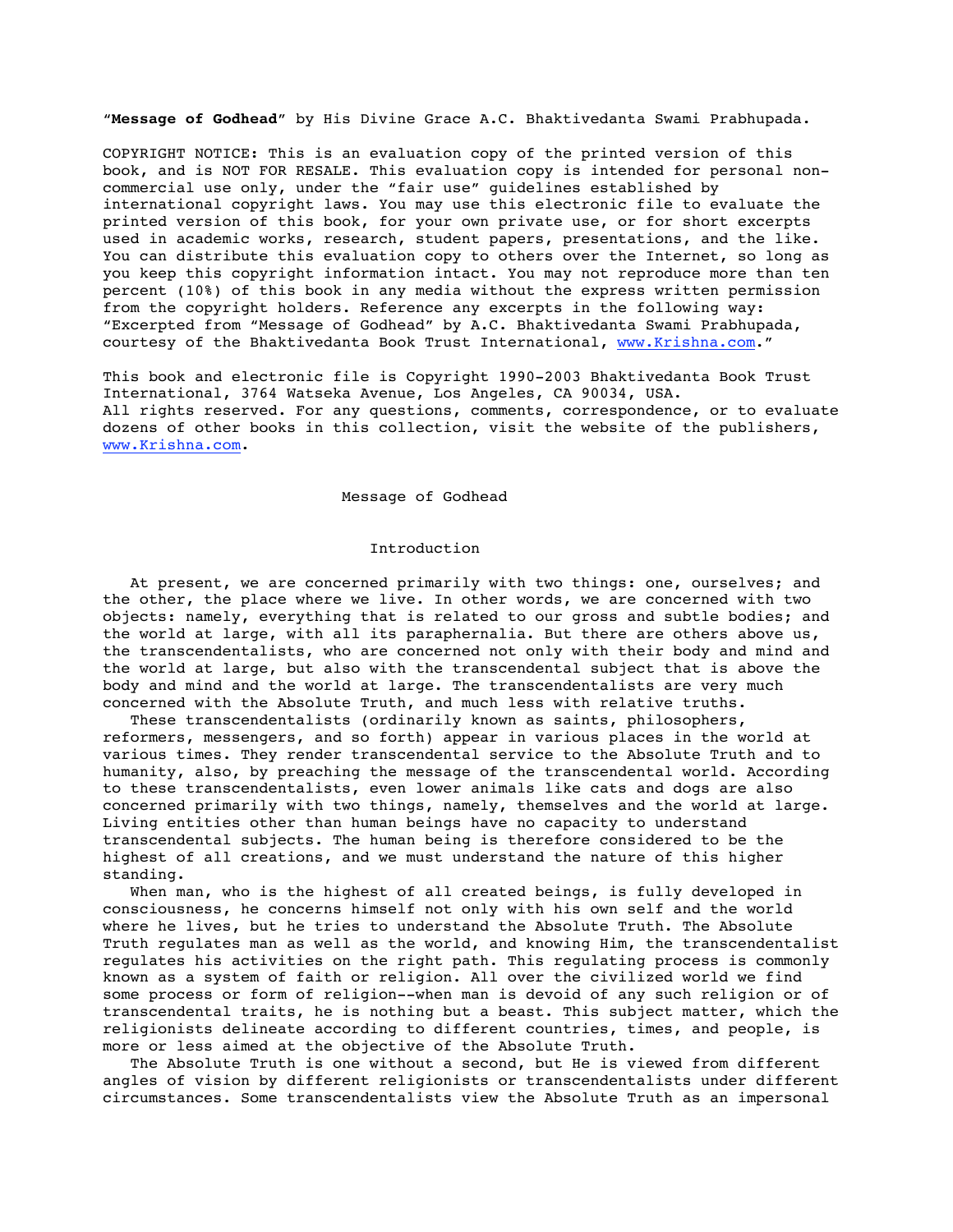"**Message of Godhead**" by His Divine Grace A.C. Bhaktivedanta Swami Prabhupada.

COPYRIGHT NOTICE: This is an evaluation copy of the printed version of this book, and is NOT FOR RESALE. This evaluation copy is intended for personal non-commercial use only, under the "fair use" guidelines established by international copyright laws. You may use this electronic file to evaluate the printed version of this book, for your own private use, or for short excerpts used in academic works, research, student papers, presentations, and the like. You can distribute this evaluation copy to others over the Internet, so long as you keep this copyright information intact. You may not reproduce more than ten percent (10%) of this book in any media without the express written permission from the copyright holders. Reference any excerpts in the following way: "Excerpted from "Message of Godhead" by A.C. Bhaktivedanta Swami Prabhupada, courtesy of the Bhaktivedanta Book Trust International, www.Krishna.com."

This book and electronic file is Copyright 1990-2003 Bhaktivedanta Book Trust International, 3764 Watseka Avenue, Los Angeles, CA 90034, USA. All rights reserved. For any questions, comments, correspondence, or to evaluate dozens of other books in this collection, visit the website of the publishers, www.Krishna.com.

# Message of Godhead

## Introduction

At present, we are concerned primarily with two things: one, ourselves; and the other, the place where we live. In other words, we are concerned with two objects: namely, everything that is related to our gross and subtle bodies; and the world at large, with all its paraphernalia. But there are others above us, the transcendentalists, who are concerned not only with their body and mind and the world at large, but also with the transcendental subject that is above the body and mind and the world at large. The transcendentalists are very much concerned with the Absolute Truth, and much less with relative truths.

These transcendentalists (ordinarily known as saints, philosophers, reformers, messengers, and so forth) appear in various places in the world at various times. They render transcendental service to the Absolute Truth and to humanity, also, by preaching the message of the transcendental world. According to these transcendentalists, even lower animals like cats and dogs are also concerned primarily with two things, namely, themselves and the world at large. Living entities other than human beings have no capacity to understand transcendental subjects. The human being is therefore considered to be the highest of all creations, and we must understand the nature of this higher standing.

When man, who is the highest of all created beings, is fully developed in consciousness, he concerns himself not only with his own self and the world where he lives, but he tries to understand the Absolute Truth. The Absolute Truth regulates man as well as the world, and knowing Him, the transcendentalist regulates his activities on the right path. This regulating process is commonly known as a system of faith or religion. All over the civilized world we find some process or form of religion--when man is devoid of any such religion or of transcendental traits, he is nothing but a beast. This subject matter, which the religionists delineate according to different countries, times, and people, is more or less aimed at the objective of the Absolute Truth.

The Absolute Truth is one without a second, but He is viewed from different angles of vision by different religionists or transcendentalists under different circumstances. Some transcendentalists view the Absolute Truth as an impersonal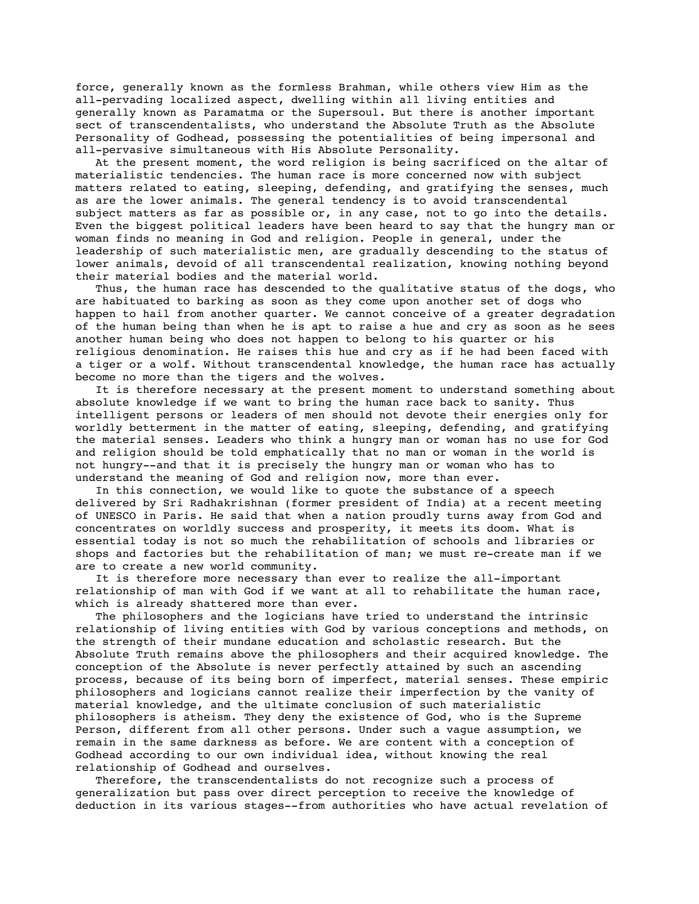force, generally known as the formless Brahman, while others view Him as the all-pervading localized aspect, dwelling within all living entities and generally known as Paramatma or the Supersoul. But there is another important sect of transcendentalists, who understand the Absolute Truth as the Absolute Personality of Godhead, possessing the potentialities of being impersonal and all-pervasive simultaneous with His Absolute Personality.

At the present moment, the word religion is being sacrificed on the altar of materialistic tendencies. The human race is more concerned now with subject matters related to eating, sleeping, defending, and gratifying the senses, much as are the lower animals. The general tendency is to avoid transcendental subject matters as far as possible or, in any case, not to go into the details. Even the biggest political leaders have been heard to say that the hungry man or woman finds no meaning in God and religion. People in general, under the leadership of such materialistic men, are gradually descending to the status of lower animals, devoid of all transcendental realization, knowing nothing beyond their material bodies and the material world.

Thus, the human race has descended to the qualitative status of the dogs, who are habituated to barking as soon as they come upon another set of dogs who happen to hail from another quarter. We cannot conceive of a greater degradation of the human being than when he is apt to raise a hue and cry as soon as he sees another human being who does not happen to belong to his quarter or his religious denomination. He raises this hue and cry as if he had been faced with a tiger or a wolf. Without transcendental knowledge, the human race has actually become no more than the tigers and the wolves.

It is therefore necessary at the present moment to understand something about absolute knowledge if we want to bring the human race back to sanity. Thus intelligent persons or leaders of men should not devote their energies only for worldly betterment in the matter of eating, sleeping, defending, and gratifying the material senses. Leaders who think a hungry man or woman has no use for God and religion should be told emphatically that no man or woman in the world is not hungry--and that it is precisely the hungry man or woman who has to understand the meaning of God and religion now, more than ever.

In this connection, we would like to quote the substance of a speech delivered by Sri Radhakrishnan (former president of India) at a recent meeting of UNESCO in Paris. He said that when a nation proudly turns away from God and concentrates on worldly success and prosperity, it meets its doom. What is essential today is not so much the rehabilitation of schools and libraries or shops and factories but the rehabilitation of man; we must re-create man if we are to create a new world community.

It is therefore more necessary than ever to realize the all-important relationship of man with God if we want at all to rehabilitate the human race, which is already shattered more than ever.

The philosophers and the logicians have tried to understand the intrinsic relationship of living entities with God by various conceptions and methods, on the strength of their mundane education and scholastic research. But the Absolute Truth remains above the philosophers and their acquired knowledge. The conception of the Absolute is never perfectly attained by such an ascending process, because of its being born of imperfect, material senses. These empiric philosophers and logicians cannot realize their imperfection by the vanity of material knowledge, and the ultimate conclusion of such materialistic philosophers is atheism. They deny the existence of God, who is the Supreme Person, different from all other persons. Under such a vague assumption, we remain in the same darkness as before. We are content with a conception of Godhead according to our own individual idea, without knowing the real relationship of Godhead and ourselves.

Therefore, the transcendentalists do not recognize such a process of generalization but pass over direct perception to receive the knowledge of deduction in its various stages--from authorities who have actual revelation of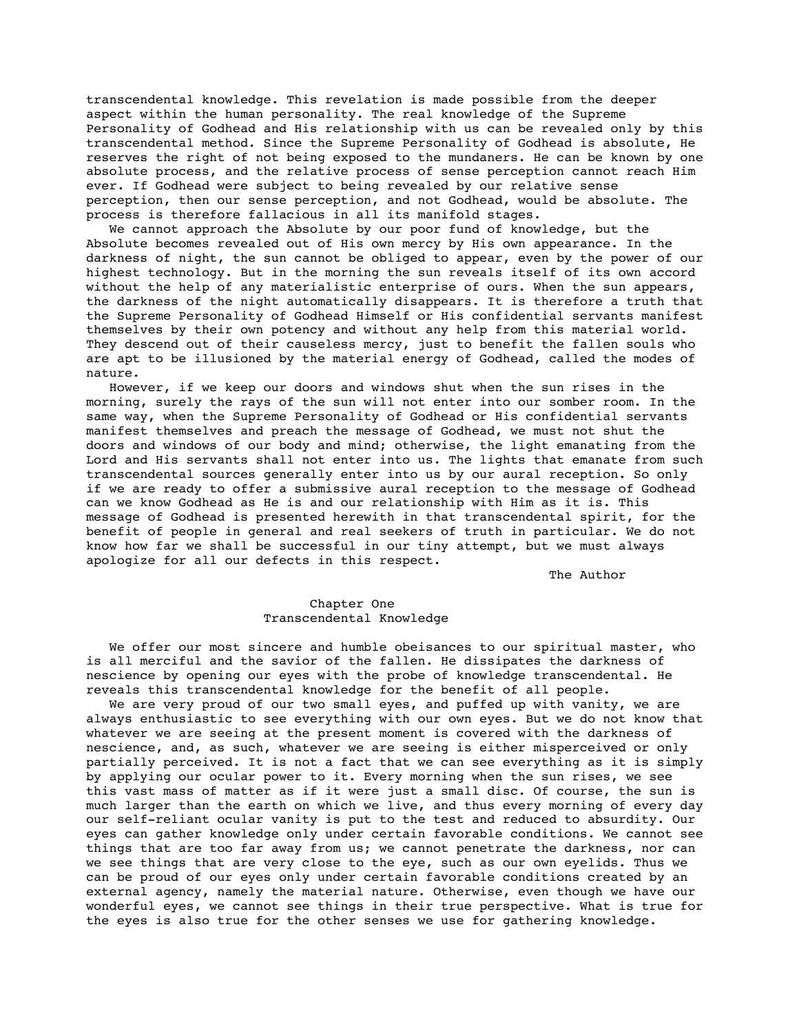transcendental knowledge. This revelation is made possible from the deeper aspect within the human personality. The real knowledge of the Supreme Personality of Godhead and His relationship with us can be revealed only by this transcendental method. Since the Supreme Personality of Godhead is absolute, He reserves the right of not being exposed to the mundaners. He can be known by one absolute process, and the relative process of sense perception cannot reach Him ever. If Godhead were subject to being revealed by our relative sense perception, then our sense perception, and not Godhead, would be absolute. The process is therefore fallacious in all its manifold stages.

We cannot approach the Absolute by our poor fund of knowledge, but the Absolute becomes revealed out of His own mercy by His own appearance. In the darkness of night, the sun cannot be obliged to appear, even by the power of our highest technology. But in the morning the sun reveals itself of its own accord without the help of any materialistic enterprise of ours. When the sun appears, the darkness of the night automatically disappears. It is therefore a truth that the Supreme Personality of Godhead Himself or His confidential servants manifest themselves by their own potency and without any help from this material world. They descend out of their causeless mercy, just to benefit the fallen souls who are apt to be illusioned by the material energy of Godhead, called the modes of nature.

However, if we keep our doors and windows shut when the sun rises in the morning, surely the rays of the sun will not enter into our somber room. In the same way, when the Supreme Personality of Godhead or His confidential servants manifest themselves and preach the message of Godhead, we must not shut the doors and windows of our body and mind; otherwise, the light emanating from the Lord and His servants shall not enter into us. The lights that emanate from such transcendental sources generally enter into us by our aural reception. So only if we are ready to offer a submissive aural reception to the message of Godhead can we know Godhead as He is and our relationship with Him as it is. This message of Godhead is presented herewith in that transcendental spirit, for the benefit of people in general and real seekers of truth in particular. We do not know how far we shall be successful in our tiny attempt, but we must always apologize for all our defects in this respect.

The Author

## Chapter One
## Transcendental Knowledge

We offer our most sincere and humble obeisances to our spiritual master, who is all merciful and the savior of the fallen. He dissipates the darkness of nescience by opening our eyes with the probe of knowledge transcendental. He reveals this transcendental knowledge for the benefit of all people.

We are very proud of our two small eyes, and puffed up with vanity, we are always enthusiastic to see everything with our own eyes. But we do not know that whatever we are seeing at the present moment is covered with the darkness of nescience, and, as such, whatever we are seeing is either misperceived or only partially perceived. It is not a fact that we can see everything as it is simply by applying our ocular power to it. Every morning when the sun rises, we see this vast mass of matter as if it were just a small disc. Of course, the sun is much larger than the earth on which we live, and thus every morning of every day our self-reliant ocular vanity is put to the test and reduced to absurdity. Our eyes can gather knowledge only under certain favorable conditions. We cannot see things that are too far away from us; we cannot penetrate the darkness, nor can we see things that are very close to the eye, such as our own eyelids. Thus we can be proud of our eyes only under certain favorable conditions created by an external agency, namely the material nature. Otherwise, even though we have our wonderful eyes, we cannot see things in their true perspective. What is true for the eyes is also true for the other senses we use for gathering knowledge.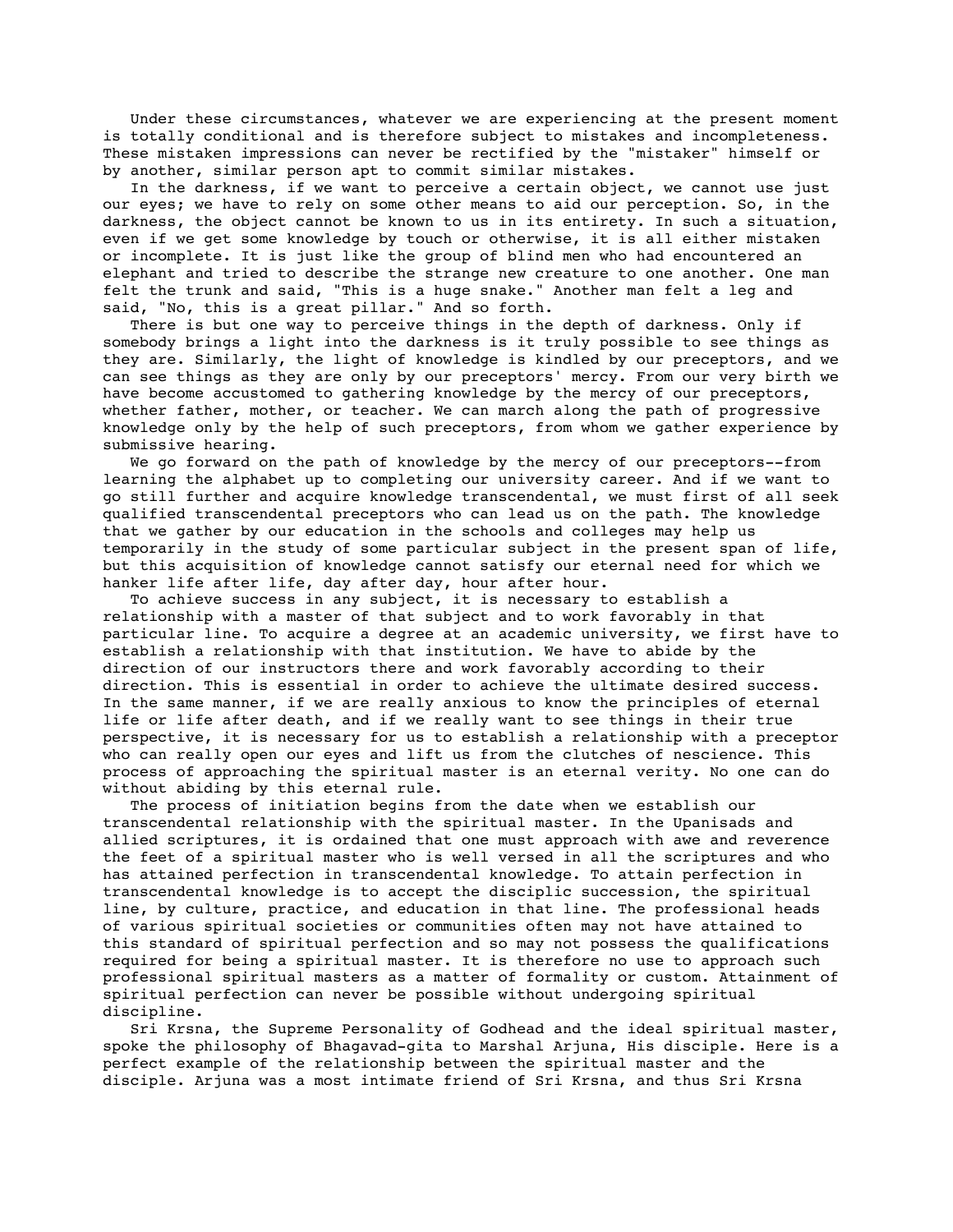Under these circumstances, whatever we are experiencing at the present moment is totally conditional and is therefore subject to mistakes and incompleteness. These mistaken impressions can never be rectified by the "mistaker" himself or by another, similar person apt to commit similar mistakes.

In the darkness, if we want to perceive a certain object, we cannot use just our eyes; we have to rely on some other means to aid our perception. So, in the darkness, the object cannot be known to us in its entirety. In such a situation, even if we get some knowledge by touch or otherwise, it is all either mistaken or incomplete. It is just like the group of blind men who had encountered an elephant and tried to describe the strange new creature to one another. One man felt the trunk and said, "This is a huge snake." Another man felt a leg and said, "No, this is a great pillar." And so forth.

There is but one way to perceive things in the depth of darkness. Only if somebody brings a light into the darkness is it truly possible to see things as they are. Similarly, the light of knowledge is kindled by our preceptors, and we can see things as they are only by our preceptors' mercy. From our very birth we have become accustomed to gathering knowledge by the mercy of our preceptors, whether father, mother, or teacher. We can march along the path of progressive knowledge only by the help of such preceptors, from whom we gather experience by submissive hearing.

We go forward on the path of knowledge by the mercy of our preceptors--from learning the alphabet up to completing our university career. And if we want to go still further and acquire knowledge transcendental, we must first of all seek qualified transcendental preceptors who can lead us on the path. The knowledge that we gather by our education in the schools and colleges may help us temporarily in the study of some particular subject in the present span of life, but this acquisition of knowledge cannot satisfy our eternal need for which we hanker life after life, day after day, hour after hour.

To achieve success in any subject, it is necessary to establish a relationship with a master of that subject and to work favorably in that particular line. To acquire a degree at an academic university, we first have to establish a relationship with that institution. We have to abide by the direction of our instructors there and work favorably according to their direction. This is essential in order to achieve the ultimate desired success. In the same manner, if we are really anxious to know the principles of eternal life or life after death, and if we really want to see things in their true perspective, it is necessary for us to establish a relationship with a preceptor who can really open our eyes and lift us from the clutches of nescience. This process of approaching the spiritual master is an eternal verity. No one can do without abiding by this eternal rule.

The process of initiation begins from the date when we establish our transcendental relationship with the spiritual master. In the Upanisads and allied scriptures, it is ordained that one must approach with awe and reverence the feet of a spiritual master who is well versed in all the scriptures and who has attained perfection in transcendental knowledge. To attain perfection in transcendental knowledge is to accept the disciplic succession, the spiritual line, by culture, practice, and education in that line. The professional heads of various spiritual societies or communities often may not have attained to this standard of spiritual perfection and so may not possess the qualifications required for being a spiritual master. It is therefore no use to approach such professional spiritual masters as a matter of formality or custom. Attainment of spiritual perfection can never be possible without undergoing spiritual discipline.

Sri Krsna, the Supreme Personality of Godhead and the ideal spiritual master, spoke the philosophy of Bhagavad-gita to Marshal Arjuna, His disciple. Here is a perfect example of the relationship between the spiritual master and the disciple. Arjuna was a most intimate friend of Sri Krsna, and thus Sri Krsna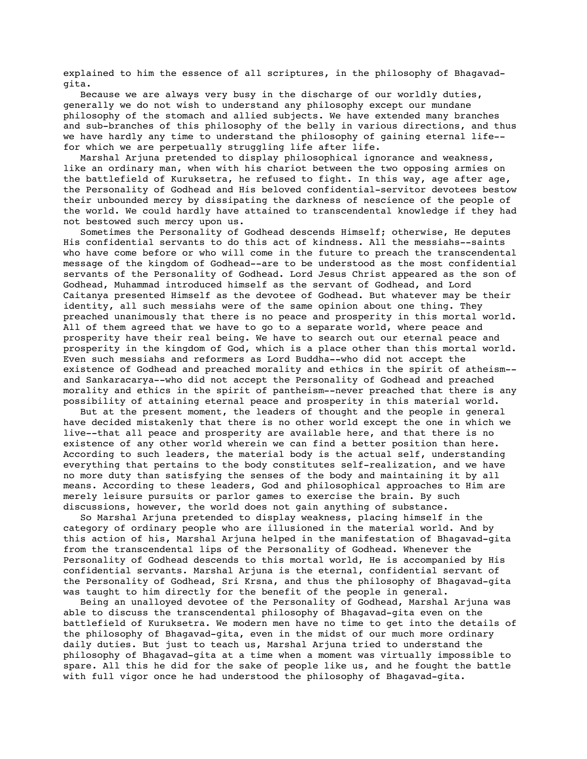explained to him the essence of all scriptures, in the philosophy of Bhagavad-gita.

Because we are always very busy in the discharge of our worldly duties, generally we do not wish to understand any philosophy except our mundane philosophy of the stomach and allied subjects. We have extended many branches and sub-branches of this philosophy of the belly in various directions, and thus we have hardly any time to understand the philosophy of gaining eternal life--for which we are perpetually struggling life after life.

Marshal Arjuna pretended to display philosophical ignorance and weakness, like an ordinary man, when with his chariot between the two opposing armies on the battlefield of Kuruksetra, he refused to fight. In this way, age after age, the Personality of Godhead and His beloved confidential-servitor devotees bestow their unbounded mercy by dissipating the darkness of nescience of the people of the world. We could hardly have attained to transcendental knowledge if they had not bestowed such mercy upon us.

Sometimes the Personality of Godhead descends Himself; otherwise, He deputes His confidential servants to do this act of kindness. All the messiahs--saints who have come before or who will come in the future to preach the transcendental message of the kingdom of Godhead--are to be understood as the most confidential servants of the Personality of Godhead. Lord Jesus Christ appeared as the son of Godhead, Muhammad introduced himself as the servant of Godhead, and Lord Caitanya presented Himself as the devotee of Godhead. But whatever may be their identity, all such messiahs were of the same opinion about one thing. They preached unanimously that there is no peace and prosperity in this mortal world. All of them agreed that we have to go to a separate world, where peace and prosperity have their real being. We have to search out our eternal peace and prosperity in the kingdom of God, which is a place other than this mortal world. Even such messiahs and reformers as Lord Buddha--who did not accept the existence of Godhead and preached morality and ethics in the spirit of atheism--and Sankaracarya--who did not accept the Personality of Godhead and preached morality and ethics in the spirit of pantheism--never preached that there is any possibility of attaining eternal peace and prosperity in this material world.

But at the present moment, the leaders of thought and the people in general have decided mistakenly that there is no other world except the one in which we live--that all peace and prosperity are available here, and that there is no existence of any other world wherein we can find a better position than here. According to such leaders, the material body is the actual self, understanding everything that pertains to the body constitutes self-realization, and we have no more duty than satisfying the senses of the body and maintaining it by all means. According to these leaders, God and philosophical approaches to Him are merely leisure pursuits or parlor games to exercise the brain. By such discussions, however, the world does not gain anything of substance.

So Marshal Arjuna pretended to display weakness, placing himself in the category of ordinary people who are illusioned in the material world. And by this action of his, Marshal Arjuna helped in the manifestation of Bhagavad-gita from the transcendental lips of the Personality of Godhead. Whenever the Personality of Godhead descends to this mortal world, He is accompanied by His confidential servants. Marshal Arjuna is the eternal, confidential servant of the Personality of Godhead, Sri Krsna, and thus the philosophy of Bhagavad-gita was taught to him directly for the benefit of the people in general.

Being an unalloyed devotee of the Personality of Godhead, Marshal Arjuna was able to discuss the transcendental philosophy of Bhagavad-gita even on the battlefield of Kuruksetra. We modern men have no time to get into the details of the philosophy of Bhagavad-gita, even in the midst of our much more ordinary daily duties. But just to teach us, Marshal Arjuna tried to understand the philosophy of Bhagavad-gita at a time when a moment was virtually impossible to spare. All this he did for the sake of people like us, and he fought the battle with full vigor once he had understood the philosophy of Bhagavad-gita.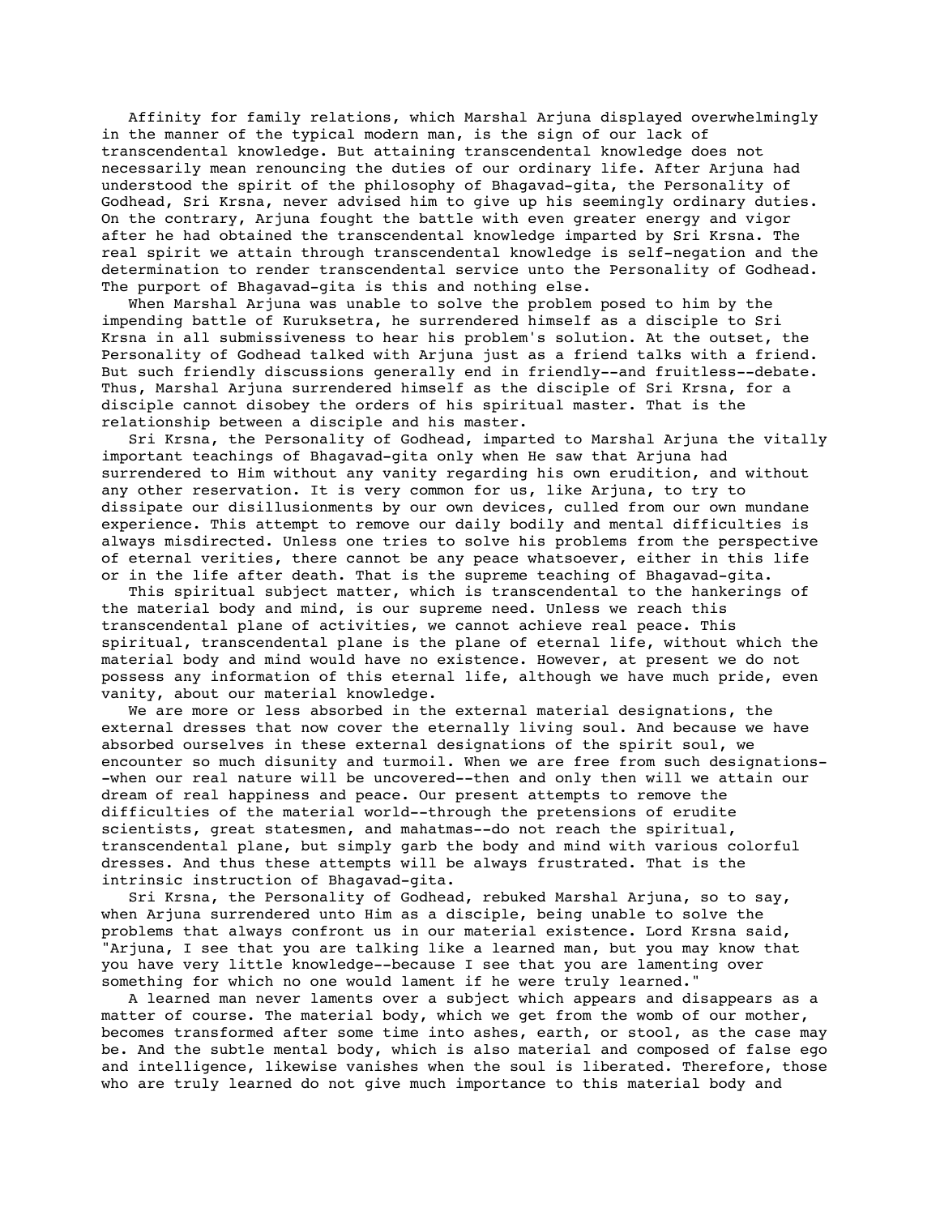Affinity for family relations, which Marshal Arjuna displayed overwhelmingly in the manner of the typical modern man, is the sign of our lack of transcendental knowledge. But attaining transcendental knowledge does not necessarily mean renouncing the duties of our ordinary life. After Arjuna had understood the spirit of the philosophy of Bhagavad-gita, the Personality of Godhead, Sri Krsna, never advised him to give up his seemingly ordinary duties. On the contrary, Arjuna fought the battle with even greater energy and vigor after he had obtained the transcendental knowledge imparted by Sri Krsna. The real spirit we attain through transcendental knowledge is self-negation and the determination to render transcendental service unto the Personality of Godhead. The purport of Bhagavad-gita is this and nothing else.

When Marshal Arjuna was unable to solve the problem posed to him by the impending battle of Kuruksetra, he surrendered himself as a disciple to Sri Krsna in all submissiveness to hear his problem's solution. At the outset, the Personality of Godhead talked with Arjuna just as a friend talks with a friend. But such friendly discussions generally end in friendly--and fruitless--debate. Thus, Marshal Arjuna surrendered himself as the disciple of Sri Krsna, for a disciple cannot disobey the orders of his spiritual master. That is the relationship between a disciple and his master.

Sri Krsna, the Personality of Godhead, imparted to Marshal Arjuna the vitally important teachings of Bhagavad-gita only when He saw that Arjuna had surrendered to Him without any vanity regarding his own erudition, and without any other reservation. It is very common for us, like Arjuna, to try to dissipate our disillusionments by our own devices, culled from our own mundane experience. This attempt to remove our daily bodily and mental difficulties is always misdirected. Unless one tries to solve his problems from the perspective of eternal verities, there cannot be any peace whatsoever, either in this life or in the life after death. That is the supreme teaching of Bhagavad-gita.

This spiritual subject matter, which is transcendental to the hankerings of the material body and mind, is our supreme need. Unless we reach this transcendental plane of activities, we cannot achieve real peace. This spiritual, transcendental plane is the plane of eternal life, without which the material body and mind would have no existence. However, at present we do not possess any information of this eternal life, although we have much pride, even vanity, about our material knowledge.

We are more or less absorbed in the external material designations, the external dresses that now cover the eternally living soul. And because we have absorbed ourselves in these external designations of the spirit soul, we encounter so much disunity and turmoil. When we are free from such designations--when our real nature will be uncovered--then and only then will we attain our dream of real happiness and peace. Our present attempts to remove the difficulties of the material world--through the pretensions of erudite scientists, great statesmen, and mahatmas--do not reach the spiritual, transcendental plane, but simply garb the body and mind with various colorful dresses. And thus these attempts will be always frustrated. That is the intrinsic instruction of Bhagavad-gita.

Sri Krsna, the Personality of Godhead, rebuked Marshal Arjuna, so to say, when Arjuna surrendered unto Him as a disciple, being unable to solve the problems that always confront us in our material existence. Lord Krsna said, "Arjuna, I see that you are talking like a learned man, but you may know that you have very little knowledge--because I see that you are lamenting over something for which no one would lament if he were truly learned."

A learned man never laments over a subject which appears and disappears as a matter of course. The material body, which we get from the womb of our mother, becomes transformed after some time into ashes, earth, or stool, as the case may be. And the subtle mental body, which is also material and composed of false ego and intelligence, likewise vanishes when the soul is liberated. Therefore, those who are truly learned do not give much importance to this material body and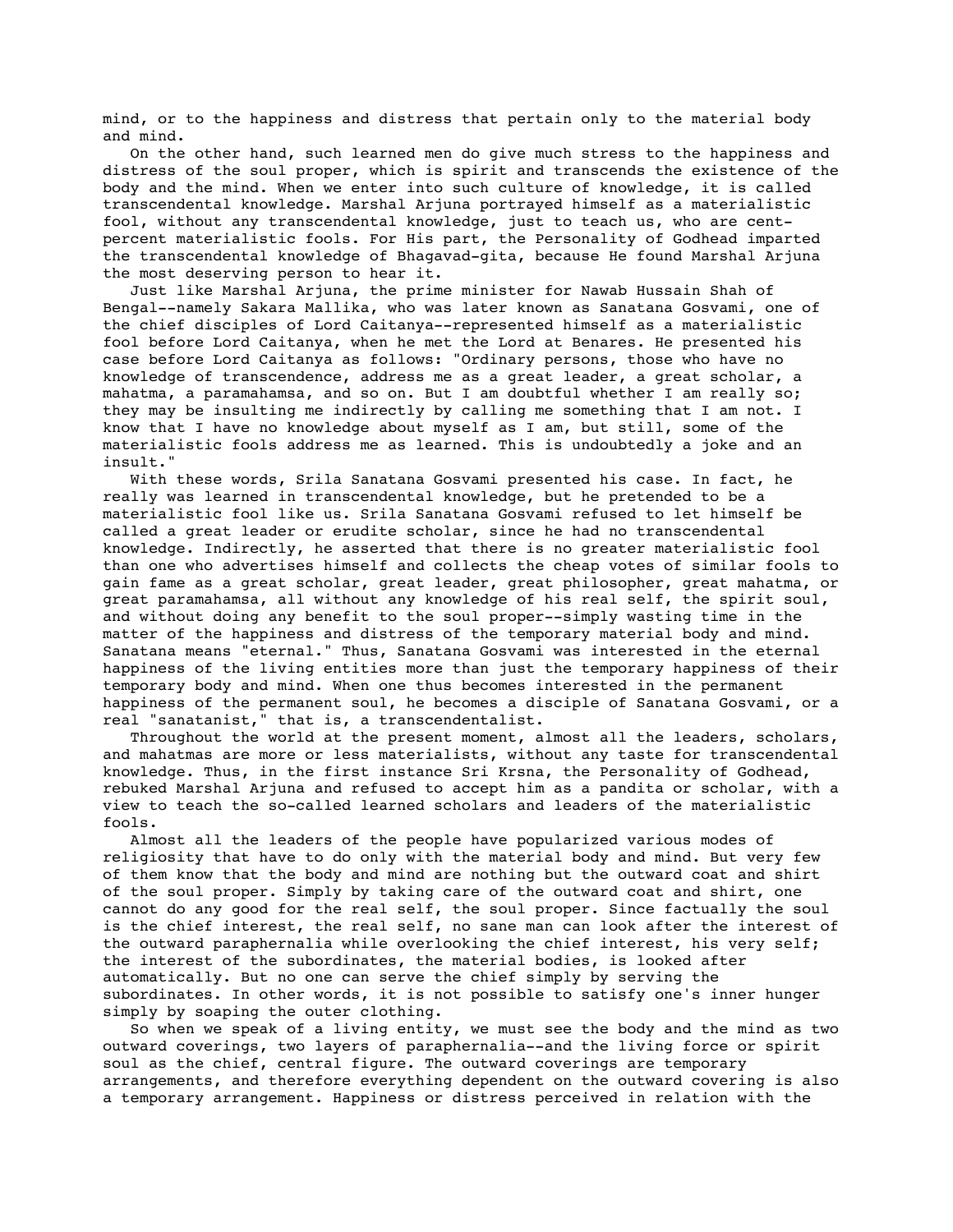mind, or to the happiness and distress that pertain only to the material body and mind.

On the other hand, such learned men do give much stress to the happiness and distress of the soul proper, which is spirit and transcends the existence of the body and the mind. When we enter into such culture of knowledge, it is called transcendental knowledge. Marshal Arjuna portrayed himself as a materialistic fool, without any transcendental knowledge, just to teach us, who are cent-percent materialistic fools. For His part, the Personality of Godhead imparted the transcendental knowledge of Bhagavad-gita, because He found Marshal Arjuna the most deserving person to hear it.

Just like Marshal Arjuna, the prime minister for Nawab Hussain Shah of Bengal--namely Sakara Mallika, who was later known as Sanatana Gosvami, one of the chief disciples of Lord Caitanya--represented himself as a materialistic fool before Lord Caitanya, when he met the Lord at Benares. He presented his case before Lord Caitanya as follows: "Ordinary persons, those who have no knowledge of transcendence, address me as a great leader, a great scholar, a mahatma, a paramahamsa, and so on. But I am doubtful whether I am really so; they may be insulting me indirectly by calling me something that I am not. I know that I have no knowledge about myself as I am, but still, some of the materialistic fools address me as learned. This is undoubtedly a joke and an insult."

With these words, Srila Sanatana Gosvami presented his case. In fact, he really was learned in transcendental knowledge, but he pretended to be a materialistic fool like us. Srila Sanatana Gosvami refused to let himself be called a great leader or erudite scholar, since he had no transcendental knowledge. Indirectly, he asserted that there is no greater materialistic fool than one who advertises himself and collects the cheap votes of similar fools to gain fame as a great scholar, great leader, great philosopher, great mahatma, or great paramahamsa, all without any knowledge of his real self, the spirit soul, and without doing any benefit to the soul proper--simply wasting time in the matter of the happiness and distress of the temporary material body and mind. Sanatana means "eternal." Thus, Sanatana Gosvami was interested in the eternal happiness of the living entities more than just the temporary happiness of their temporary body and mind. When one thus becomes interested in the permanent happiness of the permanent soul, he becomes a disciple of Sanatana Gosvami, or a real "sanatanist," that is, a transcendentalist.

Throughout the world at the present moment, almost all the leaders, scholars, and mahatmas are more or less materialists, without any taste for transcendental knowledge. Thus, in the first instance Sri Krsna, the Personality of Godhead, rebuked Marshal Arjuna and refused to accept him as a pandita or scholar, with a view to teach the so-called learned scholars and leaders of the materialistic fools.

Almost all the leaders of the people have popularized various modes of religiosity that have to do only with the material body and mind. But very few of them know that the body and mind are nothing but the outward coat and shirt of the soul proper. Simply by taking care of the outward coat and shirt, one cannot do any good for the real self, the soul proper. Since factually the soul is the chief interest, the real self, no sane man can look after the interest of the outward paraphernalia while overlooking the chief interest, his very self; the interest of the subordinates, the material bodies, is looked after automatically. But no one can serve the chief simply by serving the subordinates. In other words, it is not possible to satisfy one's inner hunger simply by soaping the outer clothing.

So when we speak of a living entity, we must see the body and the mind as two outward coverings, two layers of paraphernalia--and the living force or spirit soul as the chief, central figure. The outward coverings are temporary arrangements, and therefore everything dependent on the outward covering is also a temporary arrangement. Happiness or distress perceived in relation with the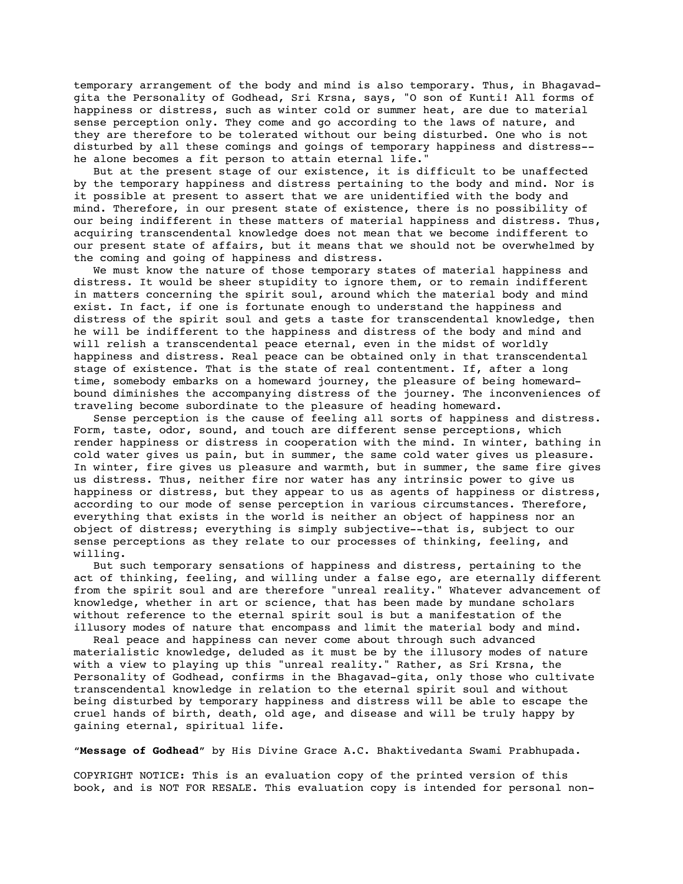temporary arrangement of the body and mind is also temporary. Thus, in Bhagavad-gita the Personality of Godhead, Sri Krsna, says, "O son of Kunti! All forms of happiness or distress, such as winter cold or summer heat, are due to material sense perception only. They come and go according to the laws of nature, and they are therefore to be tolerated without our being disturbed. One who is not disturbed by all these comings and goings of temporary happiness and distress--he alone becomes a fit person to attain eternal life."

But at the present stage of our existence, it is difficult to be unaffected by the temporary happiness and distress pertaining to the body and mind. Nor is it possible at present to assert that we are unidentified with the body and mind. Therefore, in our present state of existence, there is no possibility of our being indifferent in these matters of material happiness and distress. Thus, acquiring transcendental knowledge does not mean that we become indifferent to our present state of affairs, but it means that we should not be overwhelmed by the coming and going of happiness and distress.

We must know the nature of those temporary states of material happiness and distress. It would be sheer stupidity to ignore them, or to remain indifferent in matters concerning the spirit soul, around which the material body and mind exist. In fact, if one is fortunate enough to understand the happiness and distress of the spirit soul and gets a taste for transcendental knowledge, then he will be indifferent to the happiness and distress of the body and mind and will relish a transcendental peace eternal, even in the midst of worldly happiness and distress. Real peace can be obtained only in that transcendental stage of existence. That is the state of real contentment. If, after a long time, somebody embarks on a homeward journey, the pleasure of being homeward-bound diminishes the accompanying distress of the journey. The inconveniences of traveling become subordinate to the pleasure of heading homeward.

Sense perception is the cause of feeling all sorts of happiness and distress. Form, taste, odor, sound, and touch are different sense perceptions, which render happiness or distress in cooperation with the mind. In winter, bathing in cold water gives us pain, but in summer, the same cold water gives us pleasure. In winter, fire gives us pleasure and warmth, but in summer, the same fire gives us distress. Thus, neither fire nor water has any intrinsic power to give us happiness or distress, but they appear to us as agents of happiness or distress, according to our mode of sense perception in various circumstances. Therefore, everything that exists in the world is neither an object of happiness nor an object of distress; everything is simply subjective--that is, subject to our sense perceptions as they relate to our processes of thinking, feeling, and willing.

But such temporary sensations of happiness and distress, pertaining to the act of thinking, feeling, and willing under a false ego, are eternally different from the spirit soul and are therefore "unreal reality." Whatever advancement of knowledge, whether in art or science, that has been made by mundane scholars without reference to the eternal spirit soul is but a manifestation of the illusory modes of nature that encompass and limit the material body and mind.

Real peace and happiness can never come about through such advanced materialistic knowledge, deluded as it must be by the illusory modes of nature with a view to playing up this "unreal reality." Rather, as Sri Krsna, the Personality of Godhead, confirms in the Bhagavad-gita, only those who cultivate transcendental knowledge in relation to the eternal spirit soul and without being disturbed by temporary happiness and distress will be able to escape the cruel hands of birth, death, old age, and disease and will be truly happy by gaining eternal, spiritual life.

"**Message of Godhead**" by His Divine Grace A.C. Bhaktivedanta Swami Prabhupada.

COPYRIGHT NOTICE: This is an evaluation copy of the printed version of this book, and is NOT FOR RESALE. This evaluation copy is intended for personal non-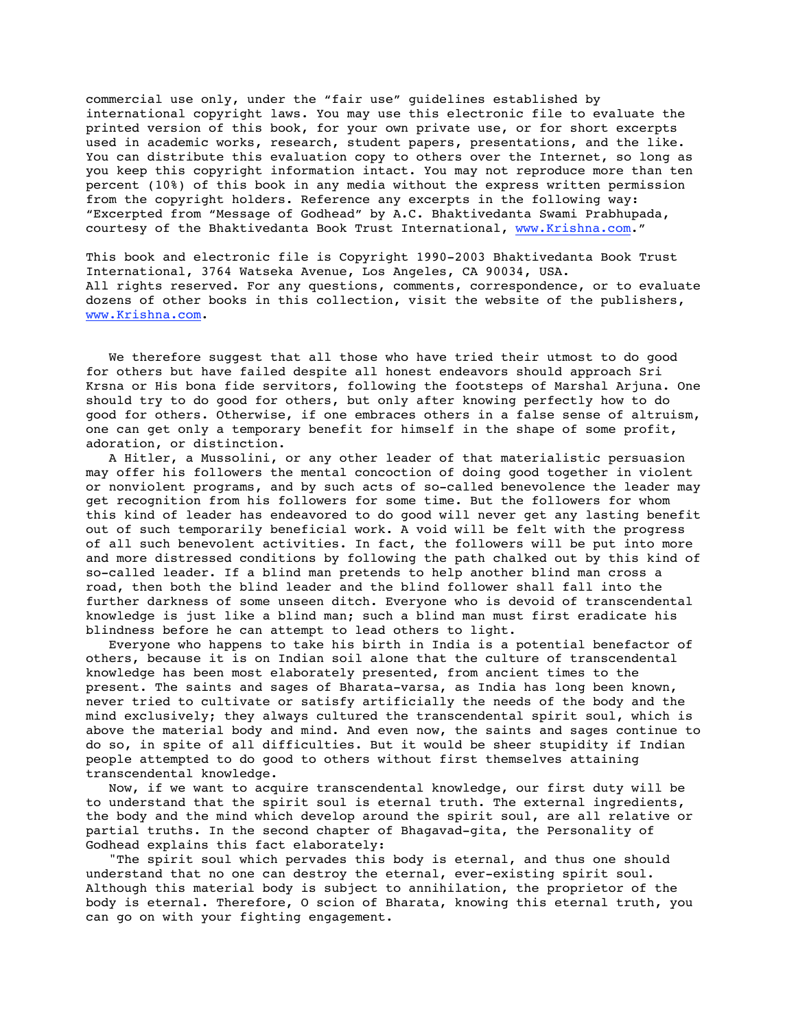commercial use only, under the “fair use” guidelines established by international copyright laws. You may use this electronic file to evaluate the printed version of this book, for your own private use, or for short excerpts used in academic works, research, student papers, presentations, and the like. You can distribute this evaluation copy to others over the Internet, so long as you keep this copyright information intact. You may not reproduce more than ten percent (10%) of this book in any media without the express written permission from the copyright holders. Reference any excerpts in the following way: “Excerpted from “Message of Godhead” by A.C. Bhaktivedanta Swami Prabhupada, courtesy of the Bhaktivedanta Book Trust International, www.Krishna.com.”

This book and electronic file is Copyright 1990-2003 Bhaktivedanta Book Trust International, 3764 Watseka Avenue, Los Angeles, CA 90034, USA.
All rights reserved. For any questions, comments, correspondence, or to evaluate dozens of other books in this collection, visit the website of the publishers, www.Krishna.com.

We therefore suggest that all those who have tried their utmost to do good for others but have failed despite all honest endeavors should approach Sri Krsna or His bona fide servitors, following the footsteps of Marshal Arjuna. One should try to do good for others, but only after knowing perfectly how to do good for others. Otherwise, if one embraces others in a false sense of altruism, one can get only a temporary benefit for himself in the shape of some profit, adoration, or distinction.

A Hitler, a Mussolini, or any other leader of that materialistic persuasion may offer his followers the mental concoction of doing good together in violent or nonviolent programs, and by such acts of so-called benevolence the leader may get recognition from his followers for some time. But the followers for whom this kind of leader has endeavored to do good will never get any lasting benefit out of such temporarily beneficial work. A void will be felt with the progress of all such benevolent activities. In fact, the followers will be put into more and more distressed conditions by following the path chalked out by this kind of so-called leader. If a blind man pretends to help another blind man cross a road, then both the blind leader and the blind follower shall fall into the further darkness of some unseen ditch. Everyone who is devoid of transcendental knowledge is just like a blind man; such a blind man must first eradicate his blindness before he can attempt to lead others to light.

Everyone who happens to take his birth in India is a potential benefactor of others, because it is on Indian soil alone that the culture of transcendental knowledge has been most elaborately presented, from ancient times to the present. The saints and sages of Bharata-varsa, as India has long been known, never tried to cultivate or satisfy artificially the needs of the body and the mind exclusively; they always cultured the transcendental spirit soul, which is above the material body and mind. And even now, the saints and sages continue to do so, in spite of all difficulties. But it would be sheer stupidity if Indian people attempted to do good to others without first themselves attaining transcendental knowledge.

Now, if we want to acquire transcendental knowledge, our first duty will be to understand that the spirit soul is eternal truth. The external ingredients, the body and the mind which develop around the spirit soul, are all relative or partial truths. In the second chapter of Bhagavad-gita, the Personality of Godhead explains this fact elaborately:

"The spirit soul which pervades this body is eternal, and thus one should understand that no one can destroy the eternal, ever-existing spirit soul. Although this material body is subject to annihilation, the proprietor of the body is eternal. Therefore, O scion of Bharata, knowing this eternal truth, you can go on with your fighting engagement.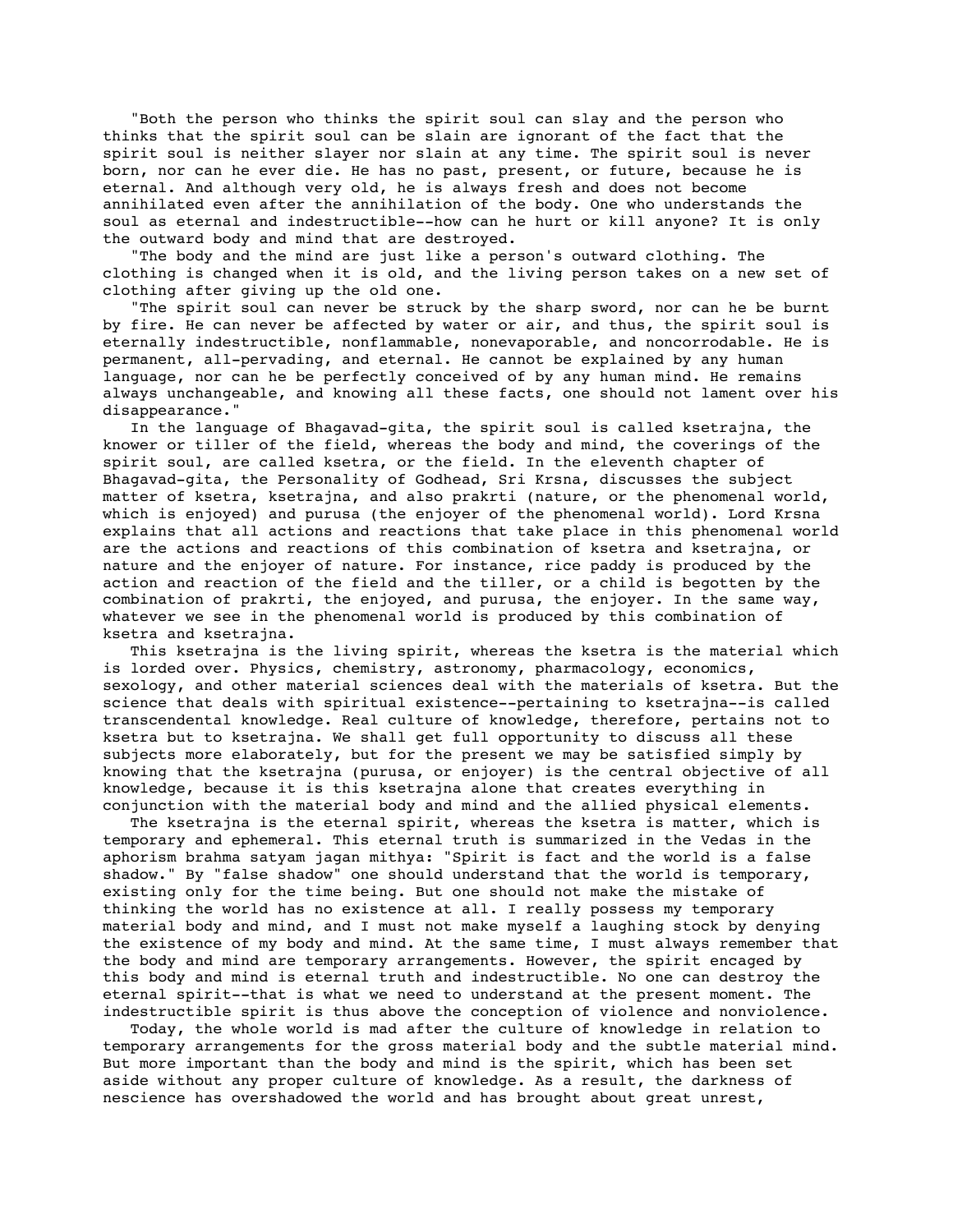"Both the person who thinks the spirit soul can slay and the person who thinks that the spirit soul can be slain are ignorant of the fact that the spirit soul is neither slayer nor slain at any time. The spirit soul is never born, nor can he ever die. He has no past, present, or future, because he is eternal. And although very old, he is always fresh and does not become annihilated even after the annihilation of the body. One who understands the soul as eternal and indestructible--how can he hurt or kill anyone? It is only the outward body and mind that are destroyed.

"The body and the mind are just like a person's outward clothing. The clothing is changed when it is old, and the living person takes on a new set of clothing after giving up the old one.

"The spirit soul can never be struck by the sharp sword, nor can he be burnt by fire. He can never be affected by water or air, and thus, the spirit soul is eternally indestructible, nonflammable, nonevaporable, and noncorrodable. He is permanent, all-pervading, and eternal. He cannot be explained by any human language, nor can he be perfectly conceived of by any human mind. He remains always unchangeable, and knowing all these facts, one should not lament over his disappearance."

In the language of Bhagavad-gita, the spirit soul is called ksetrajna, the knower or tiller of the field, whereas the body and mind, the coverings of the spirit soul, are called ksetra, or the field. In the eleventh chapter of Bhagavad-gita, the Personality of Godhead, Sri Krsna, discusses the subject matter of ksetra, ksetrajna, and also prakrti (nature, or the phenomenal world, which is enjoyed) and purusa (the enjoyer of the phenomenal world). Lord Krsna explains that all actions and reactions that take place in this phenomenal world are the actions and reactions of this combination of ksetra and ksetrajna, or nature and the enjoyer of nature. For instance, rice paddy is produced by the action and reaction of the field and the tiller, or a child is begotten by the combination of prakrti, the enjoyed, and purusa, the enjoyer. In the same way, whatever we see in the phenomenal world is produced by this combination of ksetra and ksetrajna.

This ksetrajna is the living spirit, whereas the ksetra is the material which is lorded over. Physics, chemistry, astronomy, pharmacology, economics, sexology, and other material sciences deal with the materials of ksetra. But the science that deals with spiritual existence--pertaining to ksetrajna--is called transcendental knowledge. Real culture of knowledge, therefore, pertains not to ksetra but to ksetrajna. We shall get full opportunity to discuss all these subjects more elaborately, but for the present we may be satisfied simply by knowing that the ksetrajna (purusa, or enjoyer) is the central objective of all knowledge, because it is this ksetrajna alone that creates everything in conjunction with the material body and mind and the allied physical elements.

The ksetrajna is the eternal spirit, whereas the ksetra is matter, which is temporary and ephemeral. This eternal truth is summarized in the Vedas in the aphorism brahma satyam jagan mithya: "Spirit is fact and the world is a false shadow." By "false shadow" one should understand that the world is temporary, existing only for the time being. But one should not make the mistake of thinking the world has no existence at all. I really possess my temporary material body and mind, and I must not make myself a laughing stock by denying the existence of my body and mind. At the same time, I must always remember that the body and mind are temporary arrangements. However, the spirit encaged by this body and mind is eternal truth and indestructible. No one can destroy the eternal spirit--that is what we need to understand at the present moment. The indestructible spirit is thus above the conception of violence and nonviolence.

Today, the whole world is mad after the culture of knowledge in relation to temporary arrangements for the gross material body and the subtle material mind. But more important than the body and mind is the spirit, which has been set aside without any proper culture of knowledge. As a result, the darkness of nescience has overshadowed the world and has brought about great unrest,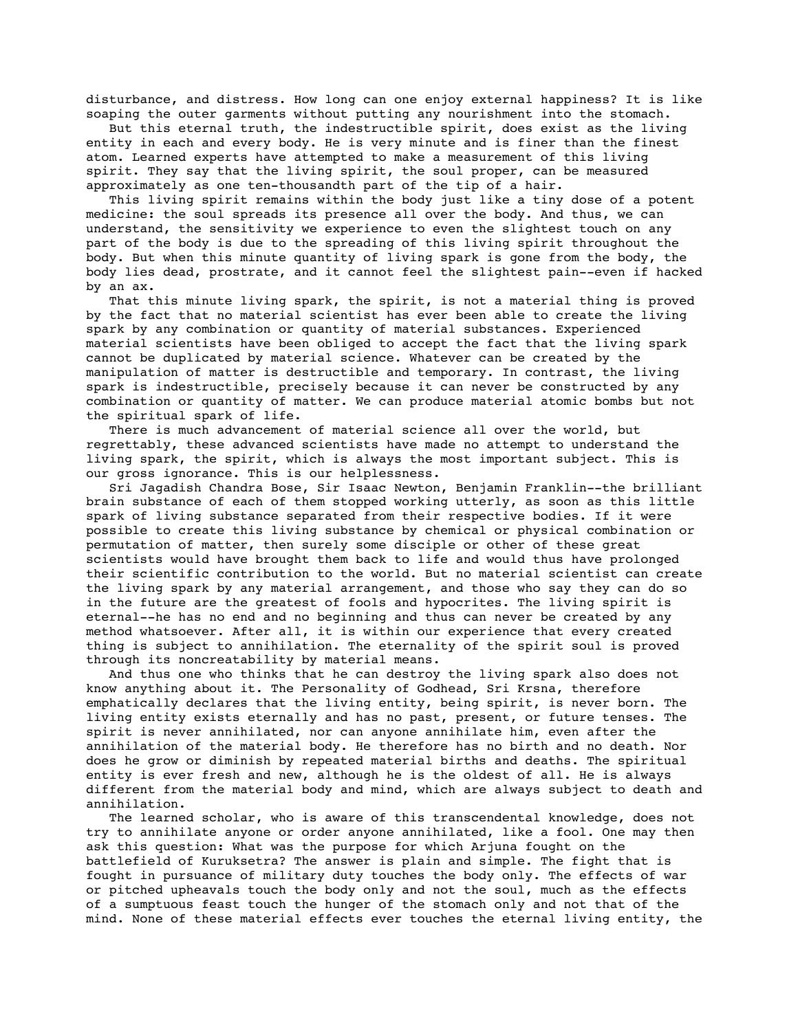disturbance, and distress. How long can one enjoy external happiness? It is like soaping the outer garments without putting any nourishment into the stomach.

But this eternal truth, the indestructible spirit, does exist as the living entity in each and every body. He is very minute and is finer than the finest atom. Learned experts have attempted to make a measurement of this living spirit. They say that the living spirit, the soul proper, can be measured approximately as one ten-thousandth part of the tip of a hair.

This living spirit remains within the body just like a tiny dose of a potent medicine: the soul spreads its presence all over the body. And thus, we can understand, the sensitivity we experience to even the slightest touch on any part of the body is due to the spreading of this living spirit throughout the body. But when this minute quantity of living spark is gone from the body, the body lies dead, prostrate, and it cannot feel the slightest pain--even if hacked by an ax.

That this minute living spark, the spirit, is not a material thing is proved by the fact that no material scientist has ever been able to create the living spark by any combination or quantity of material substances. Experienced material scientists have been obliged to accept the fact that the living spark cannot be duplicated by material science. Whatever can be created by the manipulation of matter is destructible and temporary. In contrast, the living spark is indestructible, precisely because it can never be constructed by any combination or quantity of matter. We can produce material atomic bombs but not the spiritual spark of life.

There is much advancement of material science all over the world, but regrettably, these advanced scientists have made no attempt to understand the living spark, the spirit, which is always the most important subject. This is our gross ignorance. This is our helplessness.

Sri Jagadish Chandra Bose, Sir Isaac Newton, Benjamin Franklin--the brilliant brain substance of each of them stopped working utterly, as soon as this little spark of living substance separated from their respective bodies. If it were possible to create this living substance by chemical or physical combination or permutation of matter, then surely some disciple or other of these great scientists would have brought them back to life and would thus have prolonged their scientific contribution to the world. But no material scientist can create the living spark by any material arrangement, and those who say they can do so in the future are the greatest of fools and hypocrites. The living spirit is eternal--he has no end and no beginning and thus can never be created by any method whatsoever. After all, it is within our experience that every created thing is subject to annihilation. The eternality of the spirit soul is proved through its noncreatability by material means.

And thus one who thinks that he can destroy the living spark also does not know anything about it. The Personality of Godhead, Sri Krsna, therefore emphatically declares that the living entity, being spirit, is never born. The living entity exists eternally and has no past, present, or future tenses. The spirit is never annihilated, nor can anyone annihilate him, even after the annihilation of the material body. He therefore has no birth and no death. Nor does he grow or diminish by repeated material births and deaths. The spiritual entity is ever fresh and new, although he is the oldest of all. He is always different from the material body and mind, which are always subject to death and annihilation.

The learned scholar, who is aware of this transcendental knowledge, does not try to annihilate anyone or order anyone annihilated, like a fool. One may then ask this question: What was the purpose for which Arjuna fought on the battlefield of Kuruksetra? The answer is plain and simple. The fight that is fought in pursuance of military duty touches the body only. The effects of war or pitched upheavals touch the body only and not the soul, much as the effects of a sumptuous feast touch the hunger of the stomach only and not that of the mind. None of these material effects ever touches the eternal living entity, the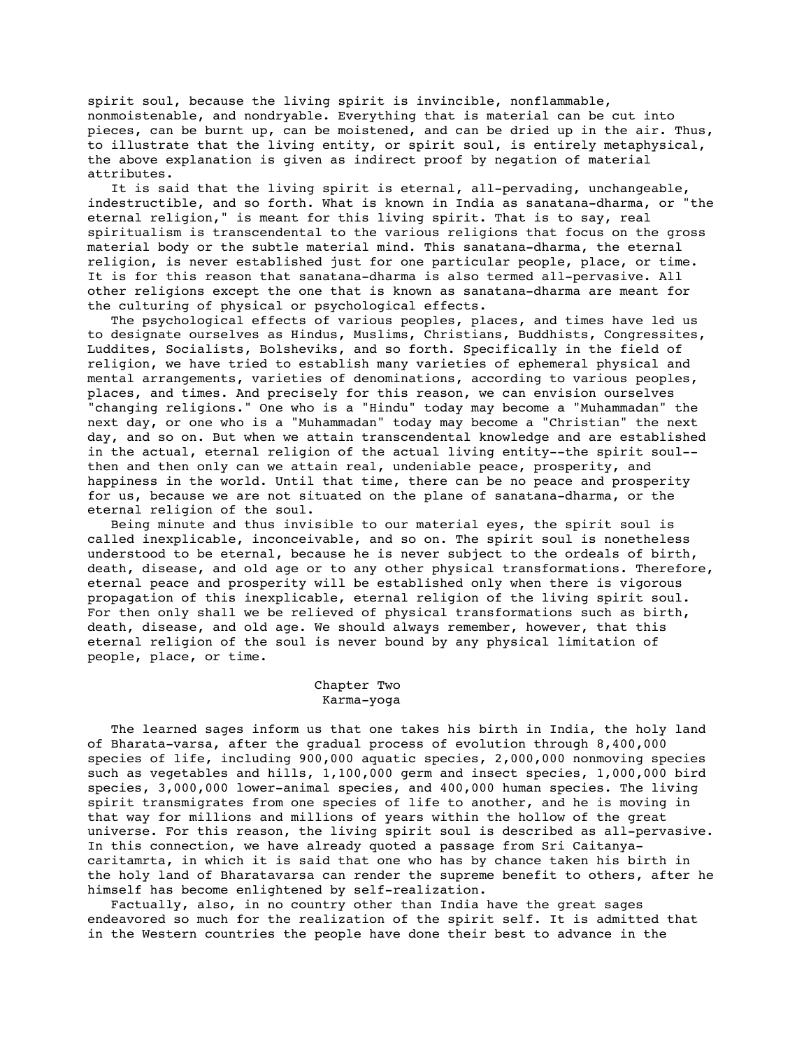spirit soul, because the living spirit is invincible, nonflammable, nonmoistenable, and nondryable. Everything that is material can be cut into pieces, can be burnt up, can be moistened, and can be dried up in the air. Thus, to illustrate that the living entity, or spirit soul, is entirely metaphysical, the above explanation is given as indirect proof by negation of material attributes.

It is said that the living spirit is eternal, all-pervading, unchangeable, indestructible, and so forth. What is known in India as sanatana-dharma, or "the eternal religion," is meant for this living spirit. That is to say, real spiritualism is transcendental to the various religions that focus on the gross material body or the subtle material mind. This sanatana-dharma, the eternal religion, is never established just for one particular people, place, or time. It is for this reason that sanatana-dharma is also termed all-pervasive. All other religions except the one that is known as sanatana-dharma are meant for the culturing of physical or psychological effects.

The psychological effects of various peoples, places, and times have led us to designate ourselves as Hindus, Muslims, Christians, Buddhists, Congressites, Luddites, Socialists, Bolsheviks, and so forth. Specifically in the field of religion, we have tried to establish many varieties of ephemeral physical and mental arrangements, varieties of denominations, according to various peoples, places, and times. And precisely for this reason, we can envision ourselves "changing religions." One who is a "Hindu" today may become a "Muhammadan" the next day, or one who is a "Muhammadan" today may become a "Christian" the next day, and so on. But when we attain transcendental knowledge and are established in the actual, eternal religion of the actual living entity--the spirit soul--then and then only can we attain real, undeniable peace, prosperity, and happiness in the world. Until that time, there can be no peace and prosperity for us, because we are not situated on the plane of sanatana-dharma, or the eternal religion of the soul.

Being minute and thus invisible to our material eyes, the spirit soul is called inexplicable, inconceivable, and so on. The spirit soul is nonetheless understood to be eternal, because he is never subject to the ordeals of birth, death, disease, and old age or to any other physical transformations. Therefore, eternal peace and prosperity will be established only when there is vigorous propagation of this inexplicable, eternal religion of the living spirit soul. For then only shall we be relieved of physical transformations such as birth, death, disease, and old age. We should always remember, however, that this eternal religion of the soul is never bound by any physical limitation of people, place, or time.

## Chapter Two
## Karma-yoga

The learned sages inform us that one takes his birth in India, the holy land of Bharata-varsa, after the gradual process of evolution through 8,400,000 species of life, including 900,000 aquatic species, 2,000,000 nonmoving species such as vegetables and hills, 1,100,000 germ and insect species, 1,000,000 bird species, 3,000,000 lower-animal species, and 400,000 human species. The living spirit transmigrates from one species of life to another, and he is moving in that way for millions and millions of years within the hollow of the great universe. For this reason, the living spirit soul is described as all-pervasive. In this connection, we have already quoted a passage from Sri Caitanya-caritamrta, in which it is said that one who has by chance taken his birth in the holy land of Bharatavarsa can render the supreme benefit to others, after he himself has become enlightened by self-realization.

Factually, also, in no country other than India have the great sages endeavored so much for the realization of the spirit self. It is admitted that in the Western countries the people have done their best to advance in the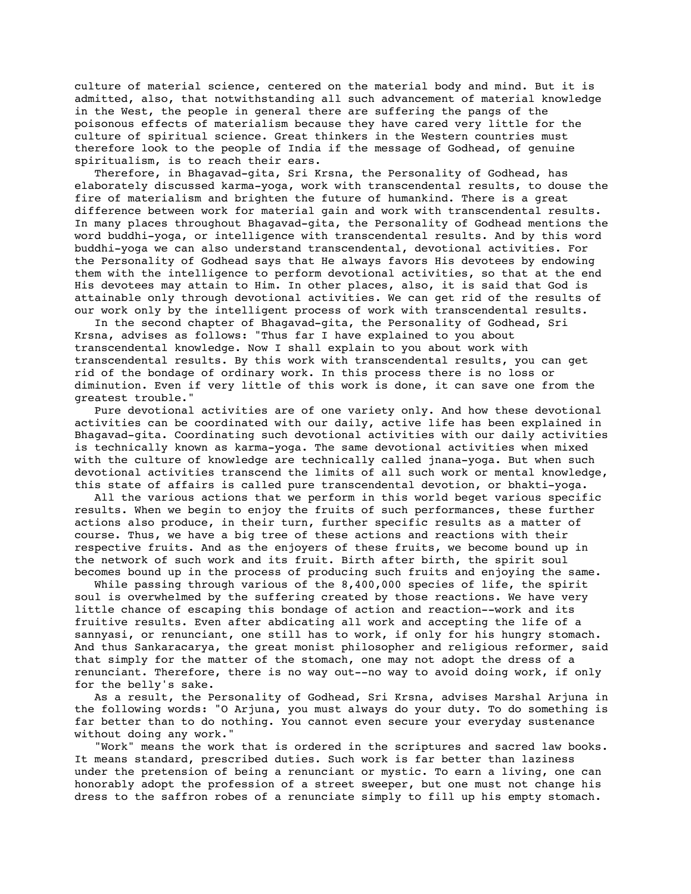culture of material science, centered on the material body and mind. But it is admitted, also, that notwithstanding all such advancement of material knowledge in the West, the people in general there are suffering the pangs of the poisonous effects of materialism because they have cared very little for the culture of spiritual science. Great thinkers in the Western countries must therefore look to the people of India if the message of Godhead, of genuine spiritualism, is to reach their ears.

Therefore, in Bhagavad-gita, Sri Krsna, the Personality of Godhead, has elaborately discussed karma-yoga, work with transcendental results, to douse the fire of materialism and brighten the future of humankind. There is a great difference between work for material gain and work with transcendental results. In many places throughout Bhagavad-gita, the Personality of Godhead mentions the word buddhi-yoga, or intelligence with transcendental results. And by this word buddhi-yoga we can also understand transcendental, devotional activities. For the Personality of Godhead says that He always favors His devotees by endowing them with the intelligence to perform devotional activities, so that at the end His devotees may attain to Him. In other places, also, it is said that God is attainable only through devotional activities. We can get rid of the results of our work only by the intelligent process of work with transcendental results.

In the second chapter of Bhagavad-gita, the Personality of Godhead, Sri Krsna, advises as follows: "Thus far I have explained to you about transcendental knowledge. Now I shall explain to you about work with transcendental results. By this work with transcendental results, you can get rid of the bondage of ordinary work. In this process there is no loss or diminution. Even if very little of this work is done, it can save one from the greatest trouble."

Pure devotional activities are of one variety only. And how these devotional activities can be coordinated with our daily, active life has been explained in Bhagavad-gita. Coordinating such devotional activities with our daily activities is technically known as karma-yoga. The same devotional activities when mixed with the culture of knowledge are technically called jnana-yoga. But when such devotional activities transcend the limits of all such work or mental knowledge, this state of affairs is called pure transcendental devotion, or bhakti-yoga.

All the various actions that we perform in this world beget various specific results. When we begin to enjoy the fruits of such performances, these further actions also produce, in their turn, further specific results as a matter of course. Thus, we have a big tree of these actions and reactions with their respective fruits. And as the enjoyers of these fruits, we become bound up in the network of such work and its fruit. Birth after birth, the spirit soul becomes bound up in the process of producing such fruits and enjoying the same.

While passing through various of the 8,400,000 species of life, the spirit soul is overwhelmed by the suffering created by those reactions. We have very little chance of escaping this bondage of action and reaction--work and its fruitive results. Even after abdicating all work and accepting the life of a sannyasi, or renunciant, one still has to work, if only for his hungry stomach. And thus Sankaracarya, the great monist philosopher and religious reformer, said that simply for the matter of the stomach, one may not adopt the dress of a renunciant. Therefore, there is no way out--no way to avoid doing work, if only for the belly's sake.

As a result, the Personality of Godhead, Sri Krsna, advises Marshal Arjuna in the following words: "O Arjuna, you must always do your duty. To do something is far better than to do nothing. You cannot even secure your everyday sustenance without doing any work."

"Work" means the work that is ordered in the scriptures and sacred law books. It means standard, prescribed duties. Such work is far better than laziness under the pretension of being a renunciant or mystic. To earn a living, one can honorably adopt the profession of a street sweeper, but one must not change his dress to the saffron robes of a renunciate simply to fill up his empty stomach.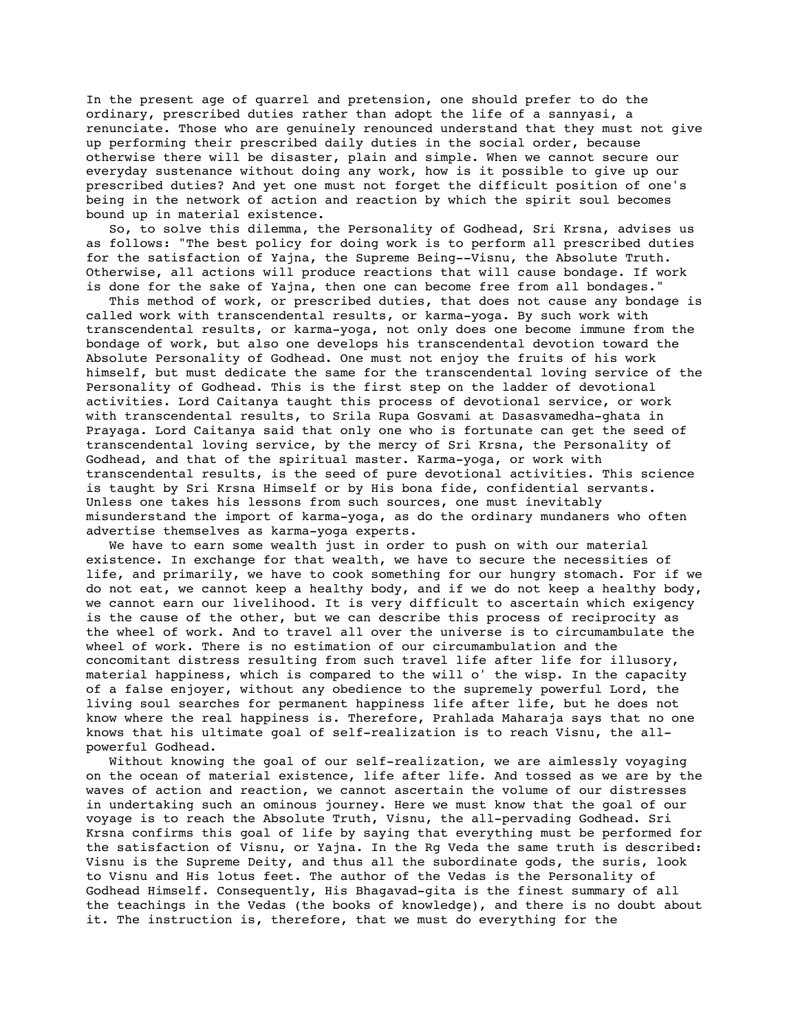In the present age of quarrel and pretension, one should prefer to do the ordinary, prescribed duties rather than adopt the life of a sannyasi, a renunciate. Those who are genuinely renounced understand that they must not give up performing their prescribed daily duties in the social order, because otherwise there will be disaster, plain and simple. When we cannot secure our everyday sustenance without doing any work, how is it possible to give up our prescribed duties? And yet one must not forget the difficult position of one's being in the network of action and reaction by which the spirit soul becomes bound up in material existence.

So, to solve this dilemma, the Personality of Godhead, Sri Krsna, advises us as follows: "The best policy for doing work is to perform all prescribed duties for the satisfaction of Yajna, the Supreme Being--Visnu, the Absolute Truth. Otherwise, all actions will produce reactions that will cause bondage. If work is done for the sake of Yajna, then one can become free from all bondages."

This method of work, or prescribed duties, that does not cause any bondage is called work with transcendental results, or karma-yoga. By such work with transcendental results, or karma-yoga, not only does one become immune from the bondage of work, but also one develops his transcendental devotion toward the Absolute Personality of Godhead. One must not enjoy the fruits of his work himself, but must dedicate the same for the transcendental loving service of the Personality of Godhead. This is the first step on the ladder of devotional activities. Lord Caitanya taught this process of devotional service, or work with transcendental results, to Srila Rupa Gosvami at Dasasvamedha-ghata in Prayaga. Lord Caitanya said that only one who is fortunate can get the seed of transcendental loving service, by the mercy of Sri Krsna, the Personality of Godhead, and that of the spiritual master. Karma-yoga, or work with transcendental results, is the seed of pure devotional activities. This science is taught by Sri Krsna Himself or by His bona fide, confidential servants. Unless one takes his lessons from such sources, one must inevitably misunderstand the import of karma-yoga, as do the ordinary mundaners who often advertise themselves as karma-yoga experts.

We have to earn some wealth just in order to push on with our material existence. In exchange for that wealth, we have to secure the necessities of life, and primarily, we have to cook something for our hungry stomach. For if we do not eat, we cannot keep a healthy body, and if we do not keep a healthy body, we cannot earn our livelihood. It is very difficult to ascertain which exigency is the cause of the other, but we can describe this process of reciprocity as the wheel of work. And to travel all over the universe is to circumambulate the wheel of work. There is no estimation of our circumambulation and the concomitant distress resulting from such travel life after life for illusory, material happiness, which is compared to the will o' the wisp. In the capacity of a false enjoyer, without any obedience to the supremely powerful Lord, the living soul searches for permanent happiness life after life, but he does not know where the real happiness is. Therefore, Prahlada Maharaja says that no one knows that his ultimate goal of self-realization is to reach Visnu, the all-powerful Godhead.

Without knowing the goal of our self-realization, we are aimlessly voyaging on the ocean of material existence, life after life. And tossed as we are by the waves of action and reaction, we cannot ascertain the volume of our distresses in undertaking such an ominous journey. Here we must know that the goal of our voyage is to reach the Absolute Truth, Visnu, the all-pervading Godhead. Sri Krsna confirms this goal of life by saying that everything must be performed for the satisfaction of Visnu, or Yajna. In the Rg Veda the same truth is described: Visnu is the Supreme Deity, and thus all the subordinate gods, the suris, look to Visnu and His lotus feet. The author of the Vedas is the Personality of Godhead Himself. Consequently, His Bhagavad-gita is the finest summary of all the teachings in the Vedas (the books of knowledge), and there is no doubt about it. The instruction is, therefore, that we must do everything for the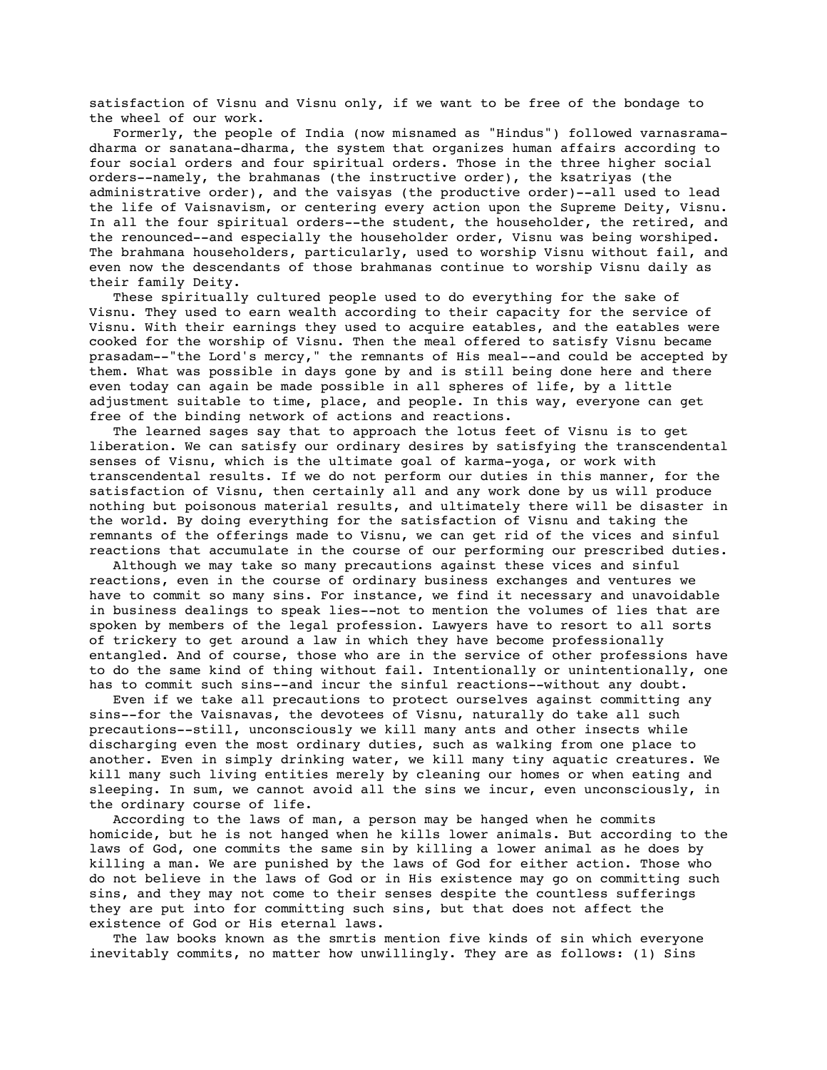satisfaction of Visnu and Visnu only, if we want to be free of the bondage to the wheel of our work.

Formerly, the people of India (now misnamed as "Hindus") followed varnasrama-dharma or sanatana-dharma, the system that organizes human affairs according to four social orders and four spiritual orders. Those in the three higher social orders--namely, the brahmanas (the instructive order), the ksatriyas (the administrative order), and the vaisyas (the productive order)--all used to lead the life of Vaisnavism, or centering every action upon the Supreme Deity, Visnu. In all the four spiritual orders--the student, the householder, the retired, and the renounced--and especially the householder order, Visnu was being worshiped. The brahmana householders, particularly, used to worship Visnu without fail, and even now the descendants of those brahmanas continue to worship Visnu daily as their family Deity.

These spiritually cultured people used to do everything for the sake of Visnu. They used to earn wealth according to their capacity for the service of Visnu. With their earnings they used to acquire eatables, and the eatables were cooked for the worship of Visnu. Then the meal offered to satisfy Visnu became prasadam--"the Lord's mercy," the remnants of His meal--and could be accepted by them. What was possible in days gone by and is still being done here and there even today can again be made possible in all spheres of life, by a little adjustment suitable to time, place, and people. In this way, everyone can get free of the binding network of actions and reactions.

The learned sages say that to approach the lotus feet of Visnu is to get liberation. We can satisfy our ordinary desires by satisfying the transcendental senses of Visnu, which is the ultimate goal of karma-yoga, or work with transcendental results. If we do not perform our duties in this manner, for the satisfaction of Visnu, then certainly all and any work done by us will produce nothing but poisonous material results, and ultimately there will be disaster in the world. By doing everything for the satisfaction of Visnu and taking the remnants of the offerings made to Visnu, we can get rid of the vices and sinful reactions that accumulate in the course of our performing our prescribed duties.

Although we may take so many precautions against these vices and sinful reactions, even in the course of ordinary business exchanges and ventures we have to commit so many sins. For instance, we find it necessary and unavoidable in business dealings to speak lies--not to mention the volumes of lies that are spoken by members of the legal profession. Lawyers have to resort to all sorts of trickery to get around a law in which they have become professionally entangled. And of course, those who are in the service of other professions have to do the same kind of thing without fail. Intentionally or unintentionally, one has to commit such sins--and incur the sinful reactions--without any doubt.

Even if we take all precautions to protect ourselves against committing any sins--for the Vaisnavas, the devotees of Visnu, naturally do take all such precautions--still, unconsciously we kill many ants and other insects while discharging even the most ordinary duties, such as walking from one place to another. Even in simply drinking water, we kill many tiny aquatic creatures. We kill many such living entities merely by cleaning our homes or when eating and sleeping. In sum, we cannot avoid all the sins we incur, even unconsciously, in the ordinary course of life.

According to the laws of man, a person may be hanged when he commits homicide, but he is not hanged when he kills lower animals. But according to the laws of God, one commits the same sin by killing a lower animal as he does by killing a man. We are punished by the laws of God for either action. Those who do not believe in the laws of God or in His existence may go on committing such sins, and they may not come to their senses despite the countless sufferings they are put into for committing such sins, but that does not affect the existence of God or His eternal laws.

The law books known as the smrtis mention five kinds of sin which everyone inevitably commits, no matter how unwillingly. They are as follows: (1) Sins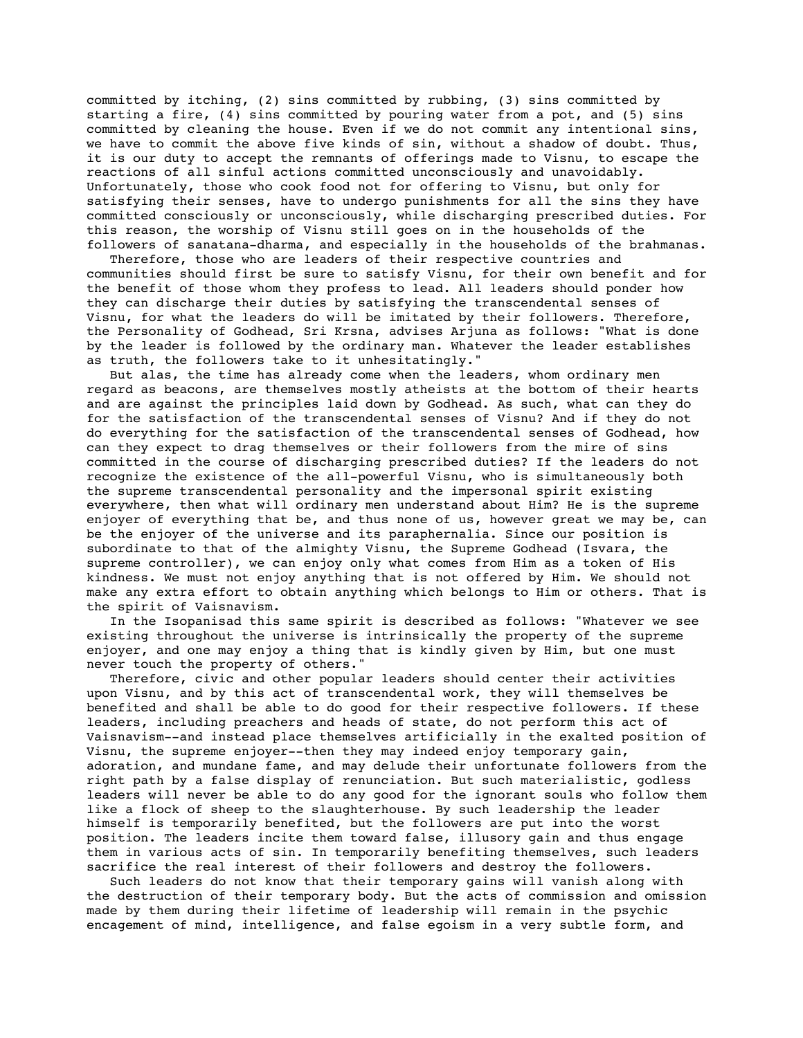committed by itching, (2) sins committed by rubbing, (3) sins committed by starting a fire, (4) sins committed by pouring water from a pot, and (5) sins committed by cleaning the house. Even if we do not commit any intentional sins, we have to commit the above five kinds of sin, without a shadow of doubt. Thus, it is our duty to accept the remnants of offerings made to Visnu, to escape the reactions of all sinful actions committed unconsciously and unavoidably. Unfortunately, those who cook food not for offering to Visnu, but only for satisfying their senses, have to undergo punishments for all the sins they have committed consciously or unconsciously, while discharging prescribed duties. For this reason, the worship of Visnu still goes on in the households of the followers of sanatana-dharma, and especially in the households of the brahmanas.

Therefore, those who are leaders of their respective countries and communities should first be sure to satisfy Visnu, for their own benefit and for the benefit of those whom they profess to lead. All leaders should ponder how they can discharge their duties by satisfying the transcendental senses of Visnu, for what the leaders do will be imitated by their followers. Therefore, the Personality of Godhead, Sri Krsna, advises Arjuna as follows: "What is done by the leader is followed by the ordinary man. Whatever the leader establishes as truth, the followers take to it unhesitatingly."

But alas, the time has already come when the leaders, whom ordinary men regard as beacons, are themselves mostly atheists at the bottom of their hearts and are against the principles laid down by Godhead. As such, what can they do for the satisfaction of the transcendental senses of Visnu? And if they do not do everything for the satisfaction of the transcendental senses of Godhead, how can they expect to drag themselves or their followers from the mire of sins committed in the course of discharging prescribed duties? If the leaders do not recognize the existence of the all-powerful Visnu, who is simultaneously both the supreme transcendental personality and the impersonal spirit existing everywhere, then what will ordinary men understand about Him? He is the supreme enjoyer of everything that be, and thus none of us, however great we may be, can be the enjoyer of the universe and its paraphernalia. Since our position is subordinate to that of the almighty Visnu, the Supreme Godhead (Isvara, the supreme controller), we can enjoy only what comes from Him as a token of His kindness. We must not enjoy anything that is not offered by Him. We should not make any extra effort to obtain anything which belongs to Him or others. That is the spirit of Vaisnavism.

In the Isopanisad this same spirit is described as follows: "Whatever we see existing throughout the universe is intrinsically the property of the supreme enjoyer, and one may enjoy a thing that is kindly given by Him, but one must never touch the property of others."

Therefore, civic and other popular leaders should center their activities upon Visnu, and by this act of transcendental work, they will themselves be benefited and shall be able to do good for their respective followers. If these leaders, including preachers and heads of state, do not perform this act of Vaisnavism--and instead place themselves artificially in the exalted position of Visnu, the supreme enjoyer--then they may indeed enjoy temporary gain, adoration, and mundane fame, and may delude their unfortunate followers from the right path by a false display of renunciation. But such materialistic, godless leaders will never be able to do any good for the ignorant souls who follow them like a flock of sheep to the slaughterhouse. By such leadership the leader himself is temporarily benefited, but the followers are put into the worst position. The leaders incite them toward false, illusory gain and thus engage them in various acts of sin. In temporarily benefiting themselves, such leaders sacrifice the real interest of their followers and destroy the followers.

Such leaders do not know that their temporary gains will vanish along with the destruction of their temporary body. But the acts of commission and omission made by them during their lifetime of leadership will remain in the psychic encagement of mind, intelligence, and false egoism in a very subtle form, and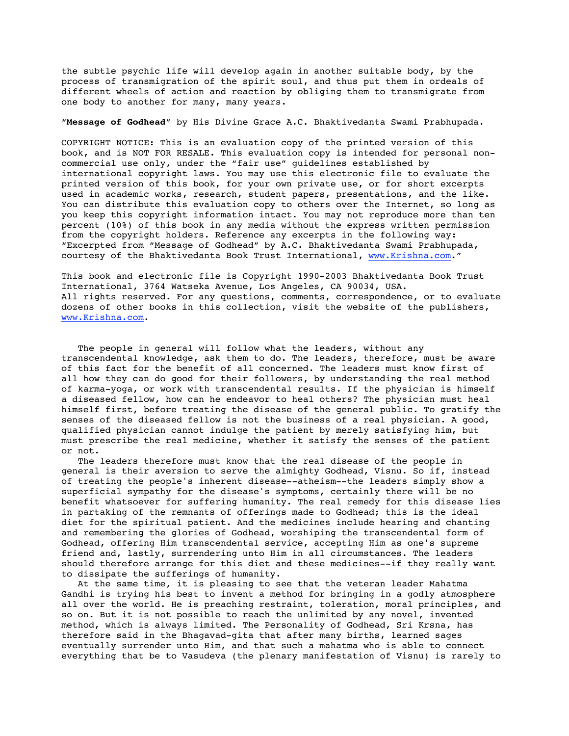the subtle psychic life will develop again in another suitable body, by the process of transmigration of the spirit soul, and thus put them in ordeals of different wheels of action and reaction by obliging them to transmigrate from one body to another for many, many years.

"**Message of Godhead**" by His Divine Grace A.C. Bhaktivedanta Swami Prabhupada.

COPYRIGHT NOTICE: This is an evaluation copy of the printed version of this book, and is NOT FOR RESALE. This evaluation copy is intended for personal non-commercial use only, under the "fair use" guidelines established by international copyright laws. You may use this electronic file to evaluate the printed version of this book, for your own private use, or for short excerpts used in academic works, research, student papers, presentations, and the like. You can distribute this evaluation copy to others over the Internet, so long as you keep this copyright information intact. You may not reproduce more than ten percent (10%) of this book in any media without the express written permission from the copyright holders. Reference any excerpts in the following way: "Excerpted from "Message of Godhead" by A.C. Bhaktivedanta Swami Prabhupada, courtesy of the Bhaktivedanta Book Trust International, www.Krishna.com."

This book and electronic file is Copyright 1990-2003 Bhaktivedanta Book Trust International, 3764 Watseka Avenue, Los Angeles, CA 90034, USA. All rights reserved. For any questions, comments, correspondence, or to evaluate dozens of other books in this collection, visit the website of the publishers, www.Krishna.com.

The people in general will follow what the leaders, without any transcendental knowledge, ask them to do. The leaders, therefore, must be aware of this fact for the benefit of all concerned. The leaders must know first of all how they can do good for their followers, by understanding the real method of karma-yoga, or work with transcendental results. If the physician is himself a diseased fellow, how can he endeavor to heal others? The physician must heal himself first, before treating the disease of the general public. To gratify the senses of the diseased fellow is not the business of a real physician. A good, qualified physician cannot indulge the patient by merely satisfying him, but must prescribe the real medicine, whether it satisfy the senses of the patient or not.

The leaders therefore must know that the real disease of the people in general is their aversion to serve the almighty Godhead, Visnu. So if, instead of treating the people's inherent disease--atheism--the leaders simply show a superficial sympathy for the disease's symptoms, certainly there will be no benefit whatsoever for suffering humanity. The real remedy for this disease lies in partaking of the remnants of offerings made to Godhead; this is the ideal diet for the spiritual patient. And the medicines include hearing and chanting and remembering the glories of Godhead, worshiping the transcendental form of Godhead, offering Him transcendental service, accepting Him as one's supreme friend and, lastly, surrendering unto Him in all circumstances. The leaders should therefore arrange for this diet and these medicines--if they really want to dissipate the sufferings of humanity.

At the same time, it is pleasing to see that the veteran leader Mahatma Gandhi is trying his best to invent a method for bringing in a godly atmosphere all over the world. He is preaching restraint, toleration, moral principles, and so on. But it is not possible to reach the unlimited by any novel, invented method, which is always limited. The Personality of Godhead, Sri Krsna, has therefore said in the Bhagavad-gita that after many births, learned sages eventually surrender unto Him, and that such a mahatma who is able to connect everything that be to Vasudeva (the plenary manifestation of Visnu) is rarely to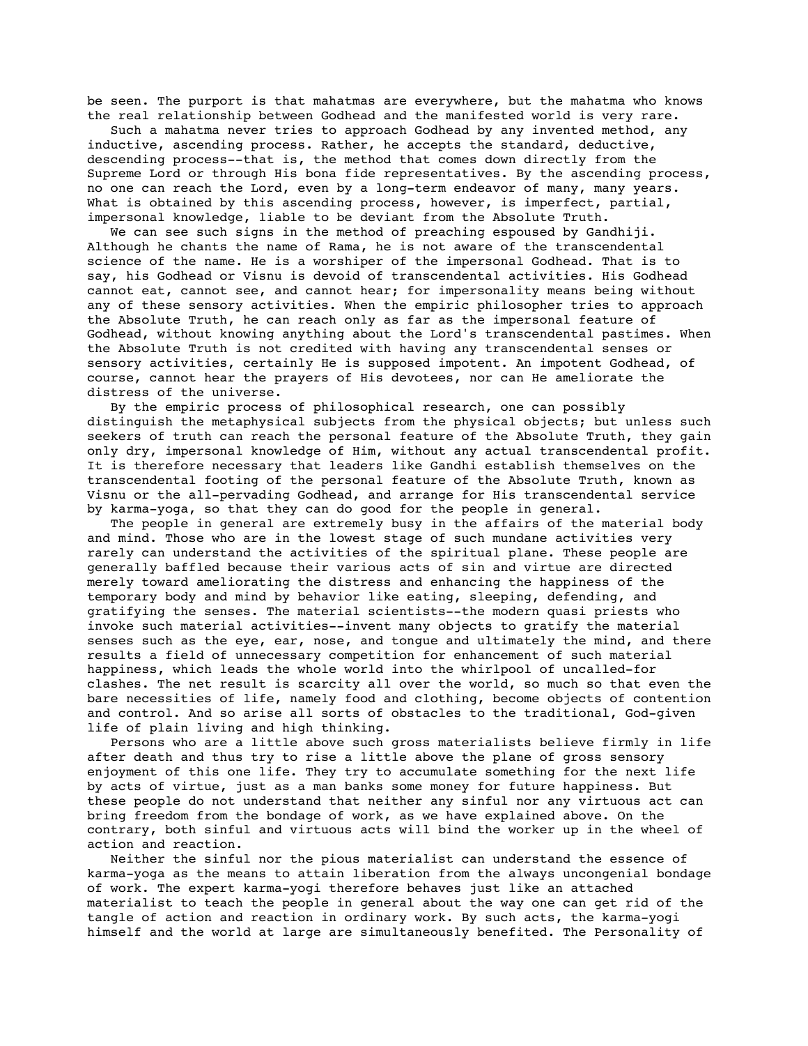be seen. The purport is that mahatmas are everywhere, but the mahatma who knows the real relationship between Godhead and the manifested world is very rare.

Such a mahatma never tries to approach Godhead by any invented method, any inductive, ascending process. Rather, he accepts the standard, deductive, descending process--that is, the method that comes down directly from the Supreme Lord or through His bona fide representatives. By the ascending process, no one can reach the Lord, even by a long-term endeavor of many, many years. What is obtained by this ascending process, however, is imperfect, partial, impersonal knowledge, liable to be deviant from the Absolute Truth.

We can see such signs in the method of preaching espoused by Gandhiji. Although he chants the name of Rama, he is not aware of the transcendental science of the name. He is a worshiper of the impersonal Godhead. That is to say, his Godhead or Visnu is devoid of transcendental activities. His Godhead cannot eat, cannot see, and cannot hear; for impersonality means being without any of these sensory activities. When the empiric philosopher tries to approach the Absolute Truth, he can reach only as far as the impersonal feature of Godhead, without knowing anything about the Lord's transcendental pastimes. When the Absolute Truth is not credited with having any transcendental senses or sensory activities, certainly He is supposed impotent. An impotent Godhead, of course, cannot hear the prayers of His devotees, nor can He ameliorate the distress of the universe.

By the empiric process of philosophical research, one can possibly distinguish the metaphysical subjects from the physical objects; but unless such seekers of truth can reach the personal feature of the Absolute Truth, they gain only dry, impersonal knowledge of Him, without any actual transcendental profit. It is therefore necessary that leaders like Gandhi establish themselves on the transcendental footing of the personal feature of the Absolute Truth, known as Visnu or the all-pervading Godhead, and arrange for His transcendental service by karma-yoga, so that they can do good for the people in general.

The people in general are extremely busy in the affairs of the material body and mind. Those who are in the lowest stage of such mundane activities very rarely can understand the activities of the spiritual plane. These people are generally baffled because their various acts of sin and virtue are directed merely toward ameliorating the distress and enhancing the happiness of the temporary body and mind by behavior like eating, sleeping, defending, and gratifying the senses. The material scientists--the modern quasi priests who invoke such material activities--invent many objects to gratify the material senses such as the eye, ear, nose, and tongue and ultimately the mind, and there results a field of unnecessary competition for enhancement of such material happiness, which leads the whole world into the whirlpool of uncalled-for clashes. The net result is scarcity all over the world, so much so that even the bare necessities of life, namely food and clothing, become objects of contention and control. And so arise all sorts of obstacles to the traditional, God-given life of plain living and high thinking.

Persons who are a little above such gross materialists believe firmly in life after death and thus try to rise a little above the plane of gross sensory enjoyment of this one life. They try to accumulate something for the next life by acts of virtue, just as a man banks some money for future happiness. But these people do not understand that neither any sinful nor any virtuous act can bring freedom from the bondage of work, as we have explained above. On the contrary, both sinful and virtuous acts will bind the worker up in the wheel of action and reaction.

Neither the sinful nor the pious materialist can understand the essence of karma-yoga as the means to attain liberation from the always uncongenial bondage of work. The expert karma-yogi therefore behaves just like an attached materialist to teach the people in general about the way one can get rid of the tangle of action and reaction in ordinary work. By such acts, the karma-yogi himself and the world at large are simultaneously benefited. The Personality of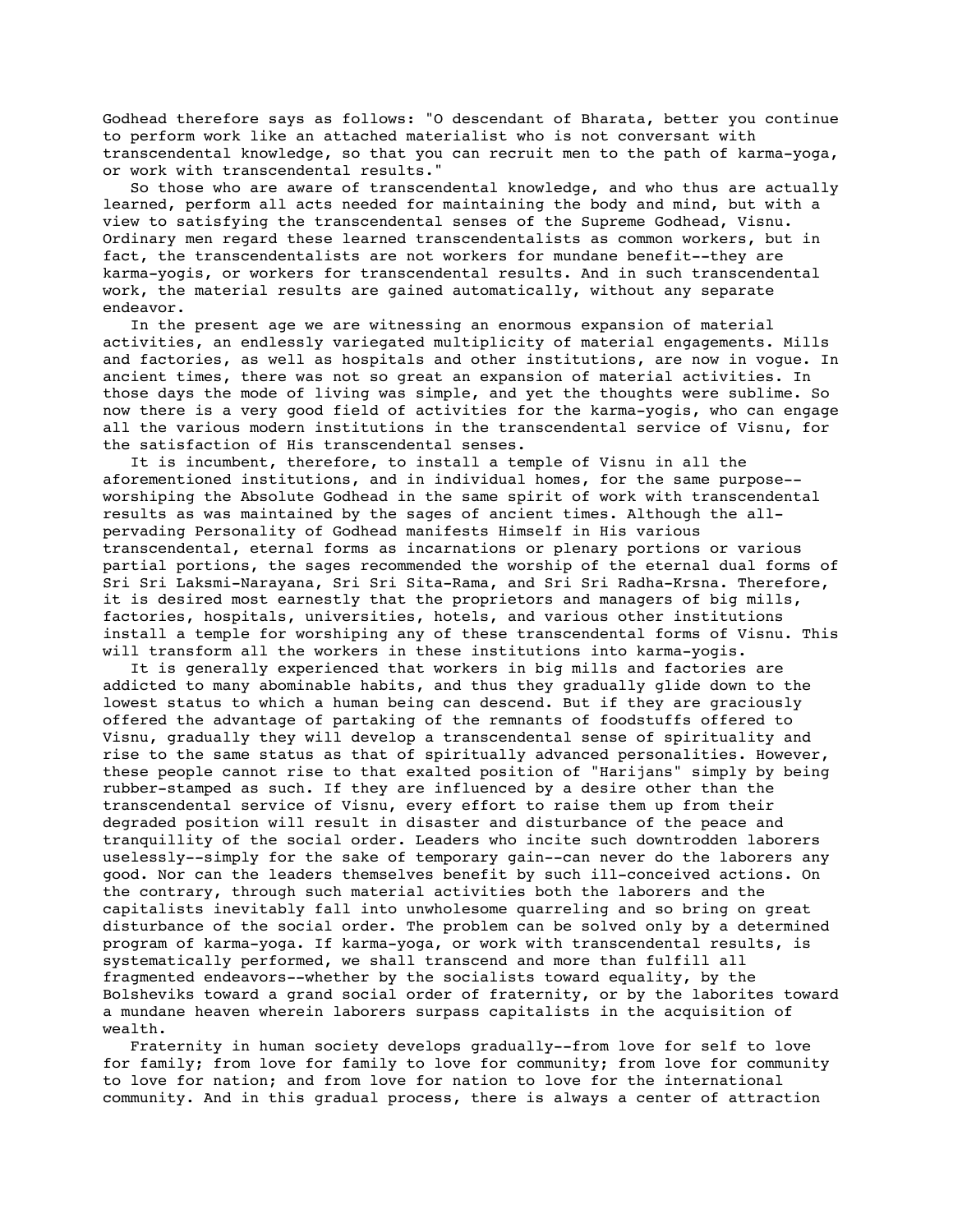Godhead therefore says as follows: "O descendant of Bharata, better you continue to perform work like an attached materialist who is not conversant with transcendental knowledge, so that you can recruit men to the path of karma-yoga, or work with transcendental results."

So those who are aware of transcendental knowledge, and who thus are actually learned, perform all acts needed for maintaining the body and mind, but with a view to satisfying the transcendental senses of the Supreme Godhead, Visnu. Ordinary men regard these learned transcendentalists as common workers, but in fact, the transcendentalists are not workers for mundane benefit--they are karma-yogis, or workers for transcendental results. And in such transcendental work, the material results are gained automatically, without any separate endeavor.

In the present age we are witnessing an enormous expansion of material activities, an endlessly variegated multiplicity of material engagements. Mills and factories, as well as hospitals and other institutions, are now in vogue. In ancient times, there was not so great an expansion of material activities. In those days the mode of living was simple, and yet the thoughts were sublime. So now there is a very good field of activities for the karma-yogis, who can engage all the various modern institutions in the transcendental service of Visnu, for the satisfaction of His transcendental senses.

It is incumbent, therefore, to install a temple of Visnu in all the aforementioned institutions, and in individual homes, for the same purpose--worshiping the Absolute Godhead in the same spirit of work with transcendental results as was maintained by the sages of ancient times. Although the all-pervading Personality of Godhead manifests Himself in His various transcendental, eternal forms as incarnations or plenary portions or various partial portions, the sages recommended the worship of the eternal dual forms of Sri Sri Laksmi-Narayana, Sri Sri Sita-Rama, and Sri Sri Radha-Krsna. Therefore, it is desired most earnestly that the proprietors and managers of big mills, factories, hospitals, universities, hotels, and various other institutions install a temple for worshiping any of these transcendental forms of Visnu. This will transform all the workers in these institutions into karma-yogis.

It is generally experienced that workers in big mills and factories are addicted to many abominable habits, and thus they gradually glide down to the lowest status to which a human being can descend. But if they are graciously offered the advantage of partaking of the remnants of foodstuffs offered to Visnu, gradually they will develop a transcendental sense of spirituality and rise to the same status as that of spiritually advanced personalities. However, these people cannot rise to that exalted position of "Harijans" simply by being rubber-stamped as such. If they are influenced by a desire other than the transcendental service of Visnu, every effort to raise them up from their degraded position will result in disaster and disturbance of the peace and tranquillity of the social order. Leaders who incite such downtrodden laborers uselessly--simply for the sake of temporary gain--can never do the laborers any good. Nor can the leaders themselves benefit by such ill-conceived actions. On the contrary, through such material activities both the laborers and the capitalists inevitably fall into unwholesome quarreling and so bring on great disturbance of the social order. The problem can be solved only by a determined program of karma-yoga. If karma-yoga, or work with transcendental results, is systematically performed, we shall transcend and more than fulfill all fragmented endeavors--whether by the socialists toward equality, by the Bolsheviks toward a grand social order of fraternity, or by the laborites toward a mundane heaven wherein laborers surpass capitalists in the acquisition of wealth.

Fraternity in human society develops gradually--from love for self to love for family; from love for family to love for community; from love for community to love for nation; and from love for nation to love for the international community. And in this gradual process, there is always a center of attraction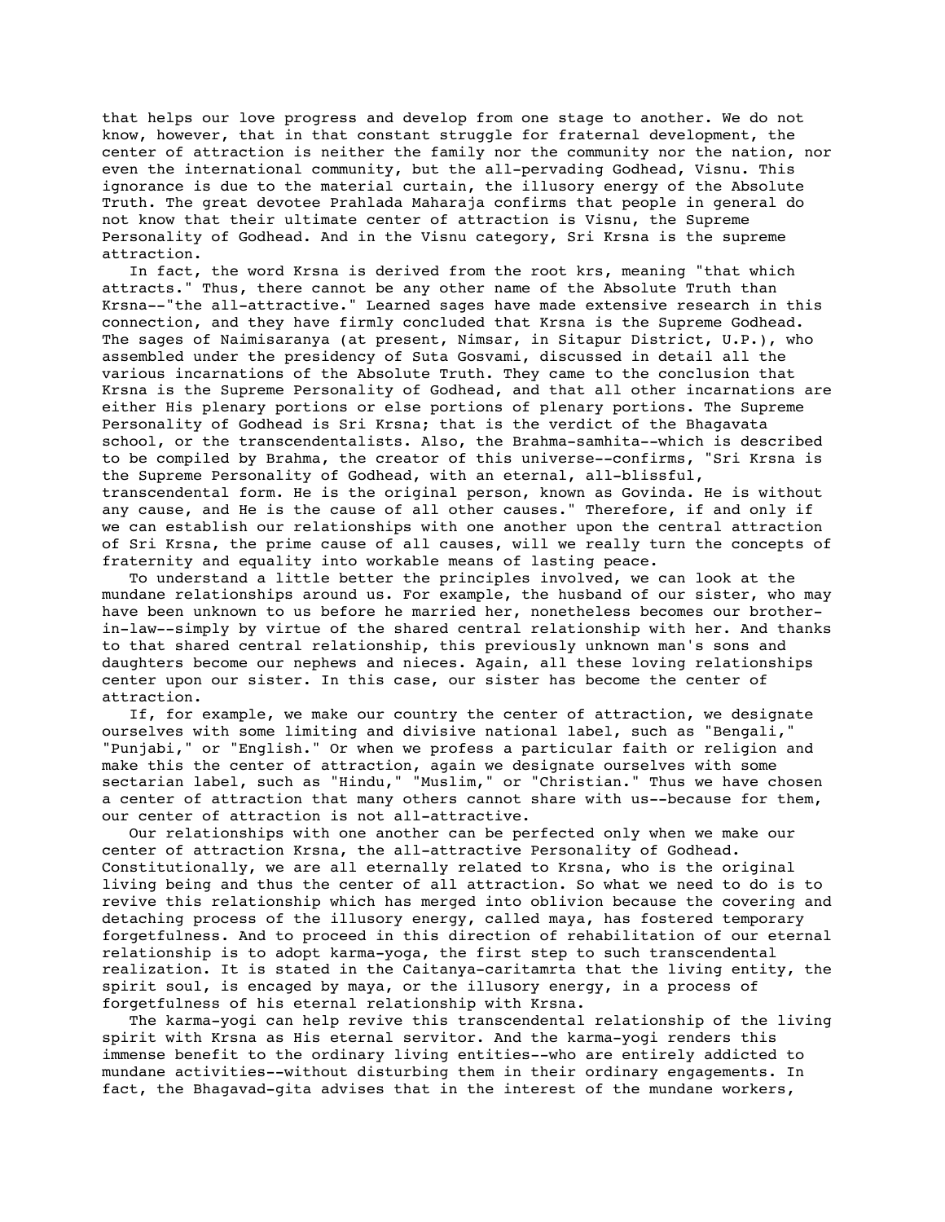that helps our love progress and develop from one stage to another. We do not know, however, that in that constant struggle for fraternal development, the center of attraction is neither the family nor the community nor the nation, nor even the international community, but the all-pervading Godhead, Visnu. This ignorance is due to the material curtain, the illusory energy of the Absolute Truth. The great devotee Prahlada Maharaja confirms that people in general do not know that their ultimate center of attraction is Visnu, the Supreme Personality of Godhead. And in the Visnu category, Sri Krsna is the supreme attraction.

In fact, the word Krsna is derived from the root krs, meaning "that which attracts." Thus, there cannot be any other name of the Absolute Truth than Krsna--"the all-attractive." Learned sages have made extensive research in this connection, and they have firmly concluded that Krsna is the Supreme Godhead. The sages of Naimisaranya (at present, Nimsar, in Sitapur District, U.P.), who assembled under the presidency of Suta Gosvami, discussed in detail all the various incarnations of the Absolute Truth. They came to the conclusion that Krsna is the Supreme Personality of Godhead, and that all other incarnations are either His plenary portions or else portions of plenary portions. The Supreme Personality of Godhead is Sri Krsna; that is the verdict of the Bhagavata school, or the transcendentalists. Also, the Brahma-samhita--which is described to be compiled by Brahma, the creator of this universe--confirms, "Sri Krsna is the Supreme Personality of Godhead, with an eternal, all-blissful, transcendental form. He is the original person, known as Govinda. He is without any cause, and He is the cause of all other causes." Therefore, if and only if we can establish our relationships with one another upon the central attraction of Sri Krsna, the prime cause of all causes, will we really turn the concepts of fraternity and equality into workable means of lasting peace.

To understand a little better the principles involved, we can look at the mundane relationships around us. For example, the husband of our sister, who may have been unknown to us before he married her, nonetheless becomes our brother-in-law--simply by virtue of the shared central relationship with her. And thanks to that shared central relationship, this previously unknown man's sons and daughters become our nephews and nieces. Again, all these loving relationships center upon our sister. In this case, our sister has become the center of attraction.

If, for example, we make our country the center of attraction, we designate ourselves with some limiting and divisive national label, such as "Bengali," "Punjabi," or "English." Or when we profess a particular faith or religion and make this the center of attraction, again we designate ourselves with some sectarian label, such as "Hindu," "Muslim," or "Christian." Thus we have chosen a center of attraction that many others cannot share with us--because for them, our center of attraction is not all-attractive.

Our relationships with one another can be perfected only when we make our center of attraction Krsna, the all-attractive Personality of Godhead. Constitutionally, we are all eternally related to Krsna, who is the original living being and thus the center of all attraction. So what we need to do is to revive this relationship which has merged into oblivion because the covering and detaching process of the illusory energy, called maya, has fostered temporary forgetfulness. And to proceed in this direction of rehabilitation of our eternal relationship is to adopt karma-yoga, the first step to such transcendental realization. It is stated in the Caitanya-caritamrta that the living entity, the spirit soul, is encaged by maya, or the illusory energy, in a process of forgetfulness of his eternal relationship with Krsna.

The karma-yogi can help revive this transcendental relationship of the living spirit with Krsna as His eternal servitor. And the karma-yogi renders this immense benefit to the ordinary living entities--who are entirely addicted to mundane activities--without disturbing them in their ordinary engagements. In fact, the Bhagavad-gita advises that in the interest of the mundane workers,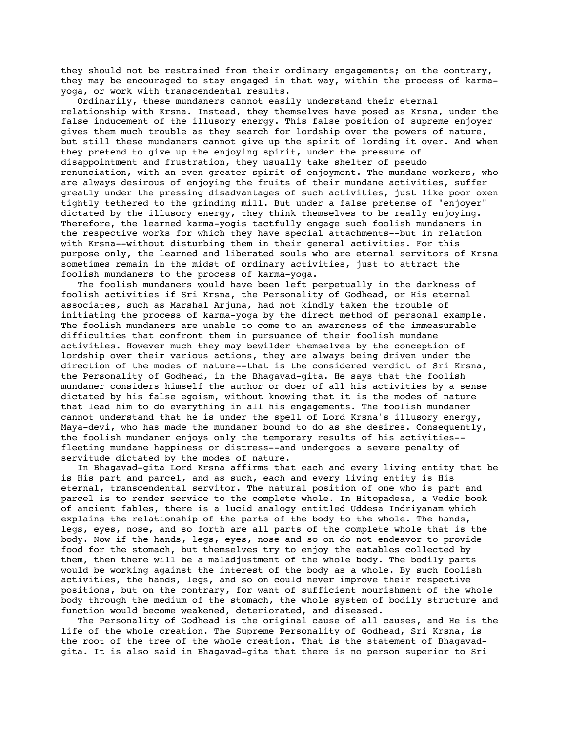they should not be restrained from their ordinary engagements; on the contrary, they may be encouraged to stay engaged in that way, within the process of karma-yoga, or work with transcendental results.

Ordinarily, these mundaners cannot easily understand their eternal relationship with Krsna. Instead, they themselves have posed as Krsna, under the false inducement of the illusory energy. This false position of supreme enjoyer gives them much trouble as they search for lordship over the powers of nature, but still these mundaners cannot give up the spirit of lording it over. And when they pretend to give up the enjoying spirit, under the pressure of disappointment and frustration, they usually take shelter of pseudo renunciation, with an even greater spirit of enjoyment. The mundane workers, who are always desirous of enjoying the fruits of their mundane activities, suffer greatly under the pressing disadvantages of such activities, just like poor oxen tightly tethered to the grinding mill. But under a false pretense of "enjoyer" dictated by the illusory energy, they think themselves to be really enjoying. Therefore, the learned karma-yogis tactfully engage such foolish mundaners in the respective works for which they have special attachments--but in relation with Krsna--without disturbing them in their general activities. For this purpose only, the learned and liberated souls who are eternal servitors of Krsna sometimes remain in the midst of ordinary karma-yoga activities, just to attract the foolish mundaners to the process of karma-yoga.

The foolish mundaners would have been left perpetually in the darkness of foolish activities if Sri Krsna, the Personality of Godhead, or His eternal associates, such as Marshal Arjuna, had not kindly taken the trouble of initiating the process of karma-yoga by the direct method of personal example. The foolish mundaners are unable to come to an awareness of the immeasurable difficulties that confront them in pursuance of their foolish mundane activities. However much they may bewilder themselves by the conception of lordship over their various actions, they are always being driven under the direction of the modes of nature--that is the considered verdict of Sri Krsna, the Personality of Godhead, in the Bhagavad-gita. He says that the foolish mundaner considers himself the author or doer of all his activities by a sense dictated by his false egoism, without knowing that it is the modes of nature that lead him to do everything in all his engagements. The foolish mundaner cannot understand that he is under the spell of Lord Krsna's illusory energy, Maya-devi, who has made the mundaner bound to do as she desires. Consequently, the foolish mundaner enjoys only the temporary results of his activities--fleeting mundane happiness or distress--and undergoes a severe penalty of servitude dictated by the modes of nature.

In Bhagavad-gita Lord Krsna affirms that each and every living entity that be is His part and parcel, and as such, each and every living entity is His eternal, transcendental servitor. The natural position of one who is part and parcel is to render service to the complete whole. In Hitopadesa, a Vedic book of ancient fables, there is a lucid analogy entitled Uddesa Indriyanam which explains the relationship of the parts of the body to the whole. The hands, legs, eyes, nose, and so forth are all parts of the complete whole that is the body. Now if the hands, legs, eyes, nose and so on do not endeavor to provide food for the stomach, but themselves try to enjoy the eatables collected by them, then there will be a maladjustment of the whole body. The bodily parts would be working against the interest of the body as a whole. By such foolish activities, the hands, legs, and so on could never improve their respective positions, but on the contrary, for want of sufficient nourishment of the whole body through the medium of the stomach, the whole system of bodily structure and function would become weakened, deteriorated, and diseased.

The Personality of Godhead is the original cause of all causes, and He is the life of the whole creation. The Supreme Personality of Godhead, Sri Krsna, is the root of the tree of the whole creation. That is the statement of Bhagavad-gita. It is also said in Bhagavad-gita that there is no person superior to Sri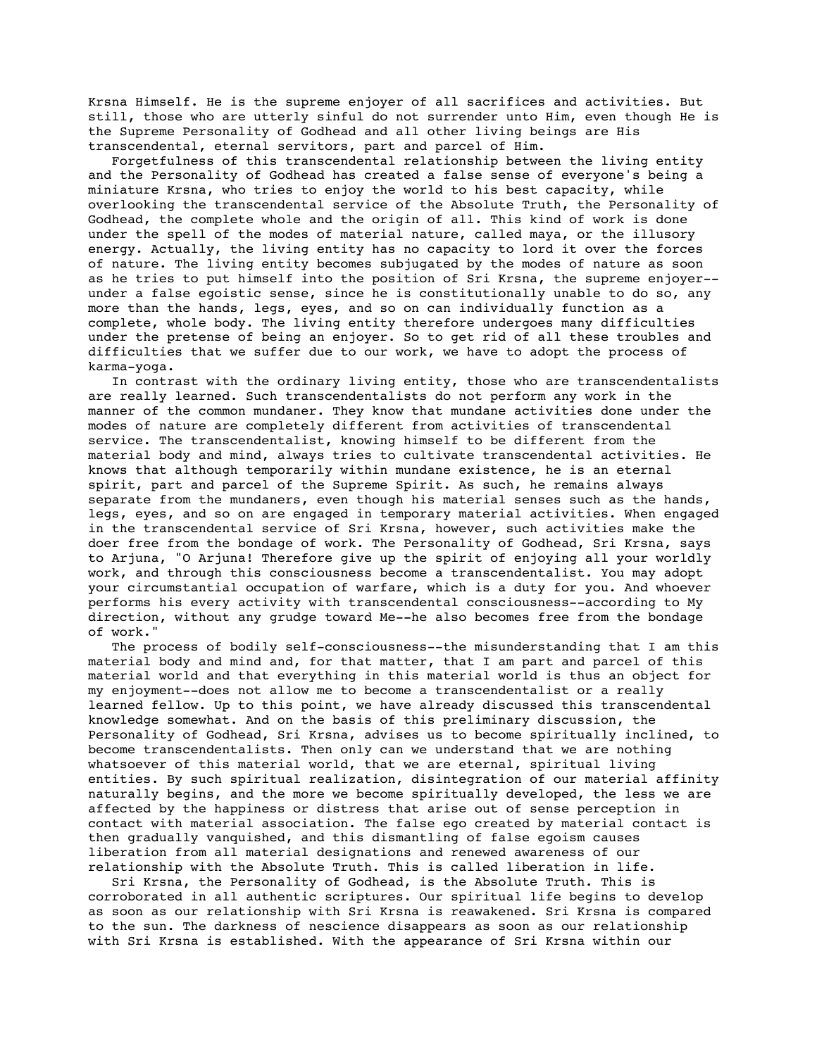Krsna Himself. He is the supreme enjoyer of all sacrifices and activities. But still, those who are utterly sinful do not surrender unto Him, even though He is the Supreme Personality of Godhead and all other living beings are His transcendental, eternal servitors, part and parcel of Him.

Forgetfulness of this transcendental relationship between the living entity and the Personality of Godhead has created a false sense of everyone's being a miniature Krsna, who tries to enjoy the world to his best capacity, while overlooking the transcendental service of the Absolute Truth, the Personality of Godhead, the complete whole and the origin of all. This kind of work is done under the spell of the modes of material nature, called maya, or the illusory energy. Actually, the living entity has no capacity to lord it over the forces of nature. The living entity becomes subjugated by the modes of nature as soon as he tries to put himself into the position of Sri Krsna, the supreme enjoyer--under a false egoistic sense, since he is constitutionally unable to do so, any more than the hands, legs, eyes, and so on can individually function as a complete, whole body. The living entity therefore undergoes many difficulties under the pretense of being an enjoyer. So to get rid of all these troubles and difficulties that we suffer due to our work, we have to adopt the process of karma-yoga.

In contrast with the ordinary living entity, those who are transcendentalists are really learned. Such transcendentalists do not perform any work in the manner of the common mundaner. They know that mundane activities done under the modes of nature are completely different from activities of transcendental service. The transcendentalist, knowing himself to be different from the material body and mind, always tries to cultivate transcendental activities. He knows that although temporarily within mundane existence, he is an eternal spirit, part and parcel of the Supreme Spirit. As such, he remains always separate from the mundaners, even though his material senses such as the hands, legs, eyes, and so on are engaged in temporary material activities. When engaged in the transcendental service of Sri Krsna, however, such activities make the doer free from the bondage of work. The Personality of Godhead, Sri Krsna, says to Arjuna, "O Arjuna! Therefore give up the spirit of enjoying all your worldly work, and through this consciousness become a transcendentalist. You may adopt your circumstantial occupation of warfare, which is a duty for you. And whoever performs his every activity with transcendental consciousness--according to My direction, without any grudge toward Me--he also becomes free from the bondage of work."

The process of bodily self-consciousness--the misunderstanding that I am this material body and mind and, for that matter, that I am part and parcel of this material world and that everything in this material world is thus an object for my enjoyment--does not allow me to become a transcendentalist or a really learned fellow. Up to this point, we have already discussed this transcendental knowledge somewhat. And on the basis of this preliminary discussion, the Personality of Godhead, Sri Krsna, advises us to become spiritually inclined, to become transcendentalists. Then only can we understand that we are nothing whatsoever of this material world, that we are eternal, spiritual living entities. By such spiritual realization, disintegration of our material affinity naturally begins, and the more we become spiritually developed, the less we are affected by the happiness or distress that arise out of sense perception in contact with material association. The false ego created by material contact is then gradually vanquished, and this dismantling of false egoism causes liberation from all material designations and renewed awareness of our relationship with the Absolute Truth. This is called liberation in life.

Sri Krsna, the Personality of Godhead, is the Absolute Truth. This is corroborated in all authentic scriptures. Our spiritual life begins to develop as soon as our relationship with Sri Krsna is reawakened. Sri Krsna is compared to the sun. The darkness of nescience disappears as soon as our relationship with Sri Krsna is established. With the appearance of Sri Krsna within our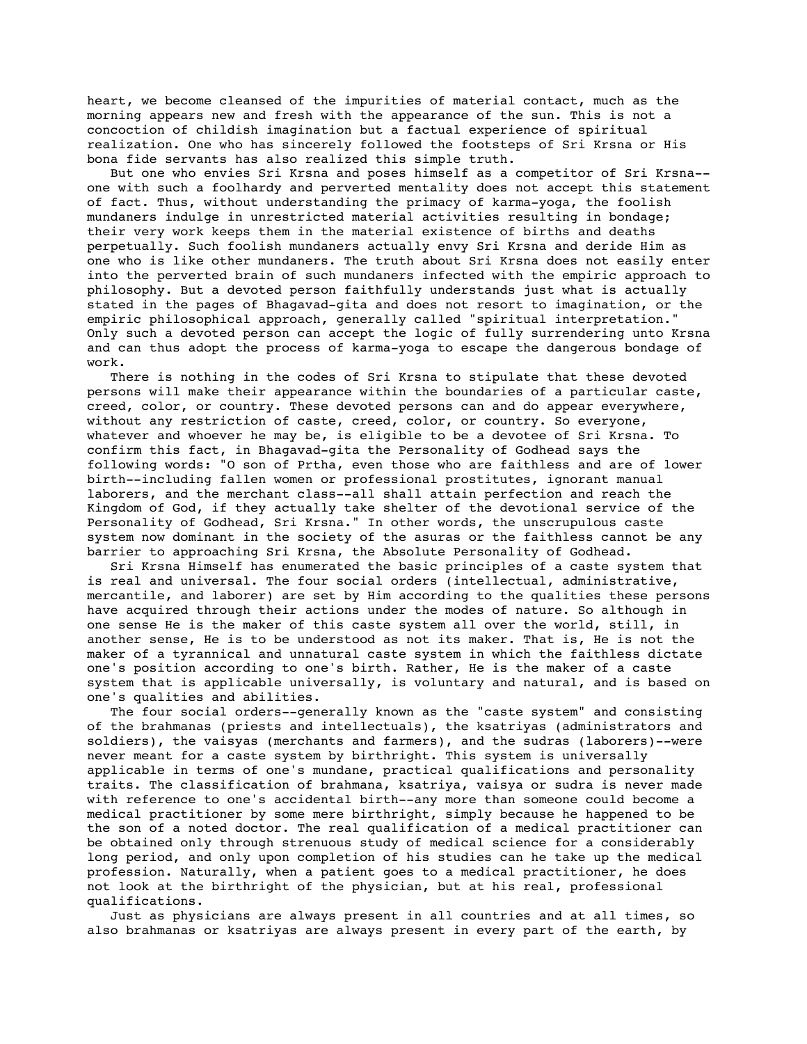heart, we become cleansed of the impurities of material contact, much as the morning appears new and fresh with the appearance of the sun. This is not a concoction of childish imagination but a factual experience of spiritual realization. One who has sincerely followed the footsteps of Sri Krsna or His bona fide servants has also realized this simple truth.

But one who envies Sri Krsna and poses himself as a competitor of Sri Krsna--one with such a foolhardy and perverted mentality does not accept this statement of fact. Thus, without understanding the primacy of karma-yoga, the foolish mundaners indulge in unrestricted material activities resulting in bondage; their very work keeps them in the material existence of births and deaths perpetually. Such foolish mundaners actually envy Sri Krsna and deride Him as one who is like other mundaners. The truth about Sri Krsna does not easily enter into the perverted brain of such mundaners infected with the empiric approach to philosophy. But a devoted person faithfully understands just what is actually stated in the pages of Bhagavad-gita and does not resort to imagination, or the empiric philosophical approach, generally called "spiritual interpretation." Only such a devoted person can accept the logic of fully surrendering unto Krsna and can thus adopt the process of karma-yoga to escape the dangerous bondage of work.

There is nothing in the codes of Sri Krsna to stipulate that these devoted persons will make their appearance within the boundaries of a particular caste, creed, color, or country. These devoted persons can and do appear everywhere, without any restriction of caste, creed, color, or country. So everyone, whatever and whoever he may be, is eligible to be a devotee of Sri Krsna. To confirm this fact, in Bhagavad-gita the Personality of Godhead says the following words: "O son of Prtha, even those who are faithless and are of lower birth--including fallen women or professional prostitutes, ignorant manual laborers, and the merchant class--all shall attain perfection and reach the Kingdom of God, if they actually take shelter of the devotional service of the Personality of Godhead, Sri Krsna." In other words, the unscrupulous caste system now dominant in the society of the asuras or the faithless cannot be any barrier to approaching Sri Krsna, the Absolute Personality of Godhead.

Sri Krsna Himself has enumerated the basic principles of a caste system that is real and universal. The four social orders (intellectual, administrative, mercantile, and laborer) are set by Him according to the qualities these persons have acquired through their actions under the modes of nature. So although in one sense He is the maker of this caste system all over the world, still, in another sense, He is to be understood as not its maker. That is, He is not the maker of a tyrannical and unnatural caste system in which the faithless dictate one's position according to one's birth. Rather, He is the maker of a caste system that is applicable universally, is voluntary and natural, and is based on one's qualities and abilities.

The four social orders--generally known as the "caste system" and consisting of the brahmanas (priests and intellectuals), the ksatriyas (administrators and soldiers), the vaisyas (merchants and farmers), and the sudras (laborers)--were never meant for a caste system by birthright. This system is universally applicable in terms of one's mundane, practical qualifications and personality traits. The classification of brahmana, ksatriya, vaisya or sudra is never made with reference to one's accidental birth--any more than someone could become a medical practitioner by some mere birthright, simply because he happened to be the son of a noted doctor. The real qualification of a medical practitioner can be obtained only through strenuous study of medical science for a considerably long period, and only upon completion of his studies can he take up the medical profession. Naturally, when a patient goes to a medical practitioner, he does not look at the birthright of the physician, but at his real, professional qualifications.

Just as physicians are always present in all countries and at all times, so also brahmanas or ksatriyas are always present in every part of the earth, by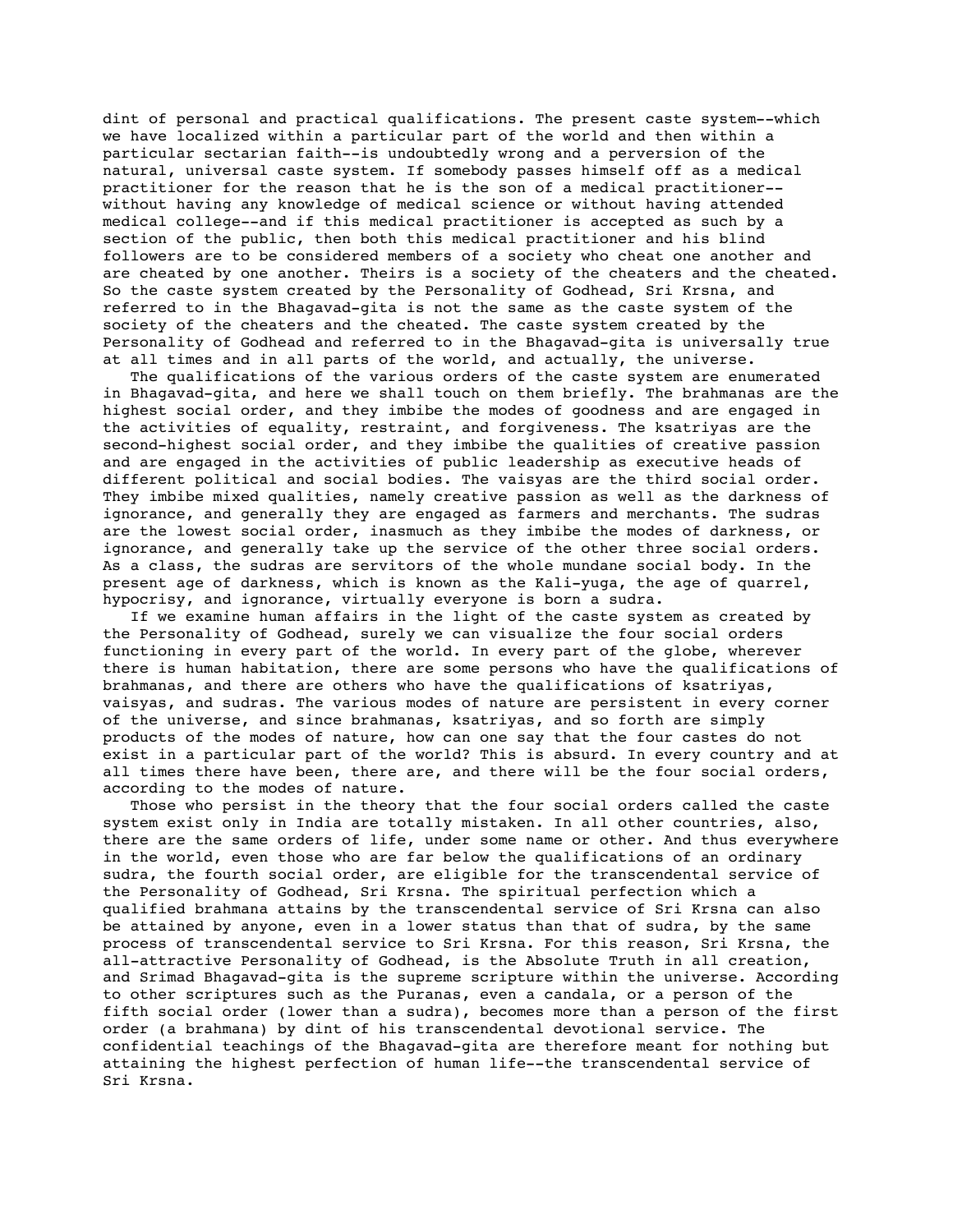dint of personal and practical qualifications. The present caste system--which we have localized within a particular part of the world and then within a particular sectarian faith--is undoubtedly wrong and a perversion of the natural, universal caste system. If somebody passes himself off as a medical practitioner for the reason that he is the son of a medical practitioner--without having any knowledge of medical science or without having attended medical college--and if this medical practitioner is accepted as such by a section of the public, then both this medical practitioner and his blind followers are to be considered members of a society who cheat one another and are cheated by one another. Theirs is a society of the cheaters and the cheated. So the caste system created by the Personality of Godhead, Sri Krsna, and referred to in the Bhagavad-gita is not the same as the caste system of the society of the cheaters and the cheated. The caste system created by the Personality of Godhead and referred to in the Bhagavad-gita is universally true at all times and in all parts of the world, and actually, the universe.

The qualifications of the various orders of the caste system are enumerated in Bhagavad-gita, and here we shall touch on them briefly. The brahmanas are the highest social order, and they imbibe the modes of goodness and are engaged in the activities of equality, restraint, and forgiveness. The ksatriyas are the second-highest social order, and they imbibe the qualities of creative passion and are engaged in the activities of public leadership as executive heads of different political and social bodies. The vaisyas are the third social order. They imbibe mixed qualities, namely creative passion as well as the darkness of ignorance, and generally they are engaged as farmers and merchants. The sudras are the lowest social order, inasmuch as they imbibe the modes of darkness, or ignorance, and generally take up the service of the other three social orders. As a class, the sudras are servitors of the whole mundane social body. In the present age of darkness, which is known as the Kali-yuga, the age of quarrel, hypocrisy, and ignorance, virtually everyone is born a sudra.

If we examine human affairs in the light of the caste system as created by the Personality of Godhead, surely we can visualize the four social orders functioning in every part of the world. In every part of the globe, wherever there is human habitation, there are some persons who have the qualifications of brahmanas, and there are others who have the qualifications of ksatriyas, vaisyas, and sudras. The various modes of nature are persistent in every corner of the universe, and since brahmanas, ksatriyas, and so forth are simply products of the modes of nature, how can one say that the four castes do not exist in a particular part of the world? This is absurd. In every country and at all times there have been, there are, and there will be the four social orders, according to the modes of nature.

Those who persist in the theory that the four social orders called the caste system exist only in India are totally mistaken. In all other countries, also, there are the same orders of life, under some name or other. And thus everywhere in the world, even those who are far below the qualifications of an ordinary sudra, the fourth social order, are eligible for the transcendental service of the Personality of Godhead, Sri Krsna. The spiritual perfection which a qualified brahmana attains by the transcendental service of Sri Krsna can also be attained by anyone, even in a lower status than that of sudra, by the same process of transcendental service to Sri Krsna. For this reason, Sri Krsna, the all-attractive Personality of Godhead, is the Absolute Truth in all creation, and Srimad Bhagavad-gita is the supreme scripture within the universe. According to other scriptures such as the Puranas, even a candala, or a person of the fifth social order (lower than a sudra), becomes more than a person of the first order (a brahmana) by dint of his transcendental devotional service. The confidential teachings of the Bhagavad-gita are therefore meant for nothing but attaining the highest perfection of human life--the transcendental service of Sri Krsna.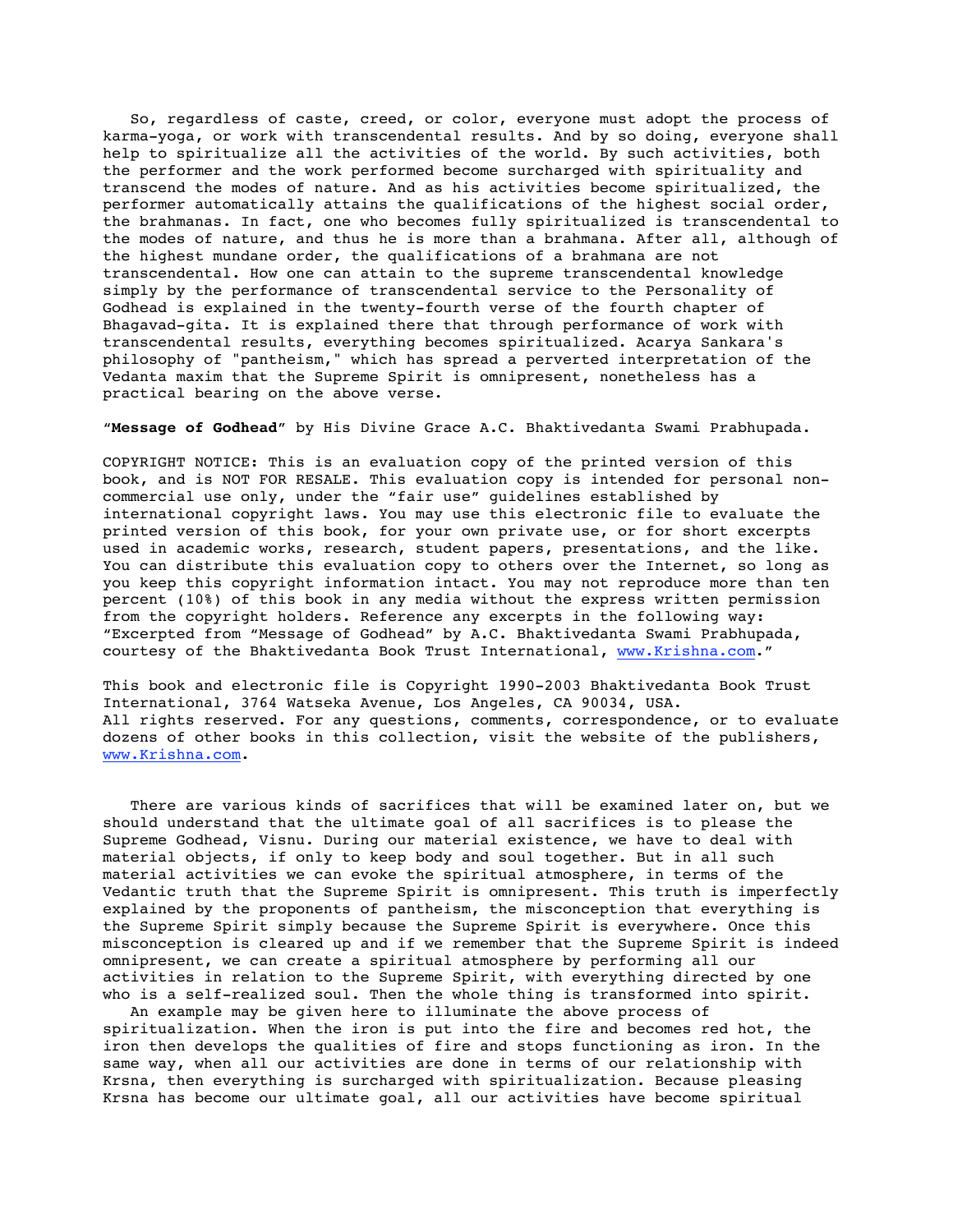So, regardless of caste, creed, or color, everyone must adopt the process of karma-yoga, or work with transcendental results. And by so doing, everyone shall help to spiritualize all the activities of the world. By such activities, both the performer and the work performed become surcharged with spirituality and transcend the modes of nature. And as his activities become spiritualized, the performer automatically attains the qualifications of the highest social order, the brahmanas. In fact, one who becomes fully spiritualized is transcendental to the modes of nature, and thus he is more than a brahmana. After all, although of the highest mundane order, the qualifications of a brahmana are not transcendental. How one can attain to the supreme transcendental knowledge simply by the performance of transcendental service to the Personality of Godhead is explained in the twenty-fourth verse of the fourth chapter of Bhagavad-gita. It is explained there that through performance of work with transcendental results, everything becomes spiritualized. Acarya Sankara's philosophy of "pantheism," which has spread a perverted interpretation of the Vedanta maxim that the Supreme Spirit is omnipresent, nonetheless has a practical bearing on the above verse.

"**Message of Godhead**" by His Divine Grace A.C. Bhaktivedanta Swami Prabhupada.

COPYRIGHT NOTICE: This is an evaluation copy of the printed version of this book, and is NOT FOR RESALE. This evaluation copy is intended for personal non-commercial use only, under the "fair use" guidelines established by international copyright laws. You may use this electronic file to evaluate the printed version of this book, for your own private use, or for short excerpts used in academic works, research, student papers, presentations, and the like. You can distribute this evaluation copy to others over the Internet, so long as you keep this copyright information intact. You may not reproduce more than ten percent (10%) of this book in any media without the express written permission from the copyright holders. Reference any excerpts in the following way: "Excerpted from "Message of Godhead" by A.C. Bhaktivedanta Swami Prabhupada, courtesy of the Bhaktivedanta Book Trust International, www.Krishna.com."

This book and electronic file is Copyright 1990-2003 Bhaktivedanta Book Trust International, 3764 Watseka Avenue, Los Angeles, CA 90034, USA. All rights reserved. For any questions, comments, correspondence, or to evaluate dozens of other books in this collection, visit the website of the publishers, www.Krishna.com.

There are various kinds of sacrifices that will be examined later on, but we should understand that the ultimate goal of all sacrifices is to please the Supreme Godhead, Visnu. During our material existence, we have to deal with material objects, if only to keep body and soul together. But in all such material activities we can evoke the spiritual atmosphere, in terms of the Vedantic truth that the Supreme Spirit is omnipresent. This truth is imperfectly explained by the proponents of pantheism, the misconception that everything is the Supreme Spirit simply because the Supreme Spirit is everywhere. Once this misconception is cleared up and if we remember that the Supreme Spirit is indeed omnipresent, we can create a spiritual atmosphere by performing all our activities in relation to the Supreme Spirit, with everything directed by one who is a self-realized soul. Then the whole thing is transformed into spirit.

An example may be given here to illuminate the above process of spiritualization. When the iron is put into the fire and becomes red hot, the iron then develops the qualities of fire and stops functioning as iron. In the same way, when all our activities are done in terms of our relationship with Krsna, then everything is surcharged with spiritualization. Because pleasing Krsna has become our ultimate goal, all our activities have become spiritual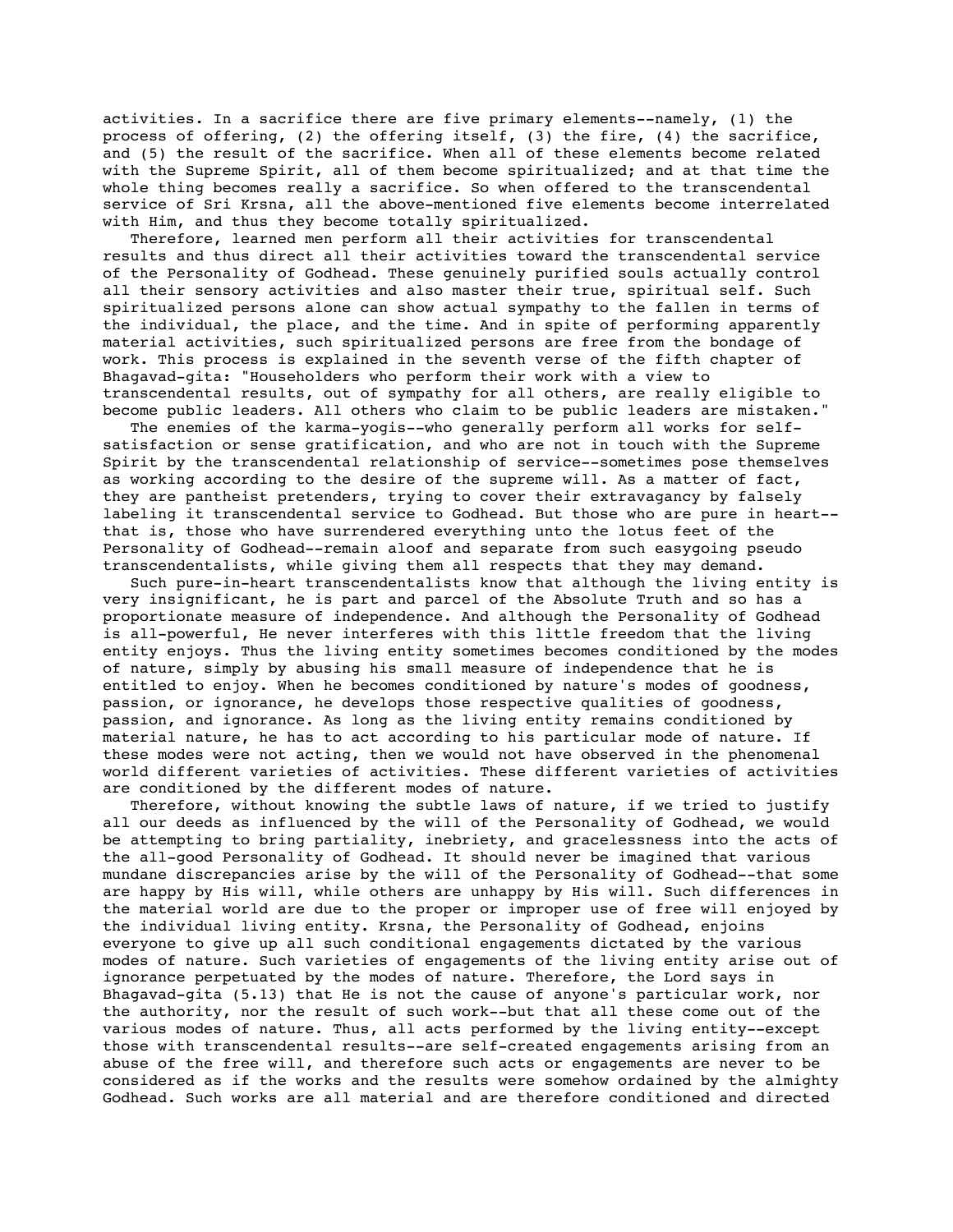activities. In a sacrifice there are five primary elements--namely, (1) the process of offering, (2) the offering itself, (3) the fire, (4) the sacrifice, and (5) the result of the sacrifice. When all of these elements become related with the Supreme Spirit, all of them become spiritualized; and at that time the whole thing becomes really a sacrifice. So when offered to the transcendental service of Sri Krsna, all the above-mentioned five elements become interrelated with Him, and thus they become totally spiritualized.

Therefore, learned men perform all their activities for transcendental results and thus direct all their activities toward the transcendental service of the Personality of Godhead. These genuinely purified souls actually control all their sensory activities and also master their true, spiritual self. Such spiritualized persons alone can show actual sympathy to the fallen in terms of the individual, the place, and the time. And in spite of performing apparently material activities, such spiritualized persons are free from the bondage of work. This process is explained in the seventh verse of the fifth chapter of Bhagavad-gita: "Householders who perform their work with a view to transcendental results, out of sympathy for all others, are really eligible to become public leaders. All others who claim to be public leaders are mistaken."

The enemies of the karma-yogis--who generally perform all works for self-satisfaction or sense gratification, and who are not in touch with the Supreme Spirit by the transcendental relationship of service--sometimes pose themselves as working according to the desire of the supreme will. As a matter of fact, they are pantheist pretenders, trying to cover their extravagancy by falsely labeling it transcendental service to Godhead. But those who are pure in heart--that is, those who have surrendered everything unto the lotus feet of the Personality of Godhead--remain aloof and separate from such easygoing pseudo transcendentalists, while giving them all respects that they may demand.

Such pure-in-heart transcendentalists know that although the living entity is very insignificant, he is part and parcel of the Absolute Truth and so has a proportionate measure of independence. And although the Personality of Godhead is all-powerful, He never interferes with this little freedom that the living entity enjoys. Thus the living entity sometimes becomes conditioned by the modes of nature, simply by abusing his small measure of independence that he is entitled to enjoy. When he becomes conditioned by nature's modes of goodness, passion, or ignorance, he develops those respective qualities of goodness, passion, and ignorance. As long as the living entity remains conditioned by material nature, he has to act according to his particular mode of nature. If these modes were not acting, then we would not have observed in the phenomenal world different varieties of activities. These different varieties of activities are conditioned by the different modes of nature.

Therefore, without knowing the subtle laws of nature, if we tried to justify all our deeds as influenced by the will of the Personality of Godhead, we would be attempting to bring partiality, inebriety, and gracelessness into the acts of the all-good Personality of Godhead. It should never be imagined that various mundane discrepancies arise by the will of the Personality of Godhead--that some are happy by His will, while others are unhappy by His will. Such differences in the material world are due to the proper or improper use of free will enjoyed by the individual living entity. Krsna, the Personality of Godhead, enjoins everyone to give up all such conditional engagements dictated by the various modes of nature. Such varieties of engagements of the living entity arise out of ignorance perpetuated by the modes of nature. Therefore, the Lord says in Bhagavad-gita (5.13) that He is not the cause of anyone's particular work, nor the authority, nor the result of such work--but that all these come out of the various modes of nature. Thus, all acts performed by the living entity--except those with transcendental results--are self-created engagements arising from an abuse of the free will, and therefore such acts or engagements are never to be considered as if the works and the results were somehow ordained by the almighty Godhead. Such works are all material and are therefore conditioned and directed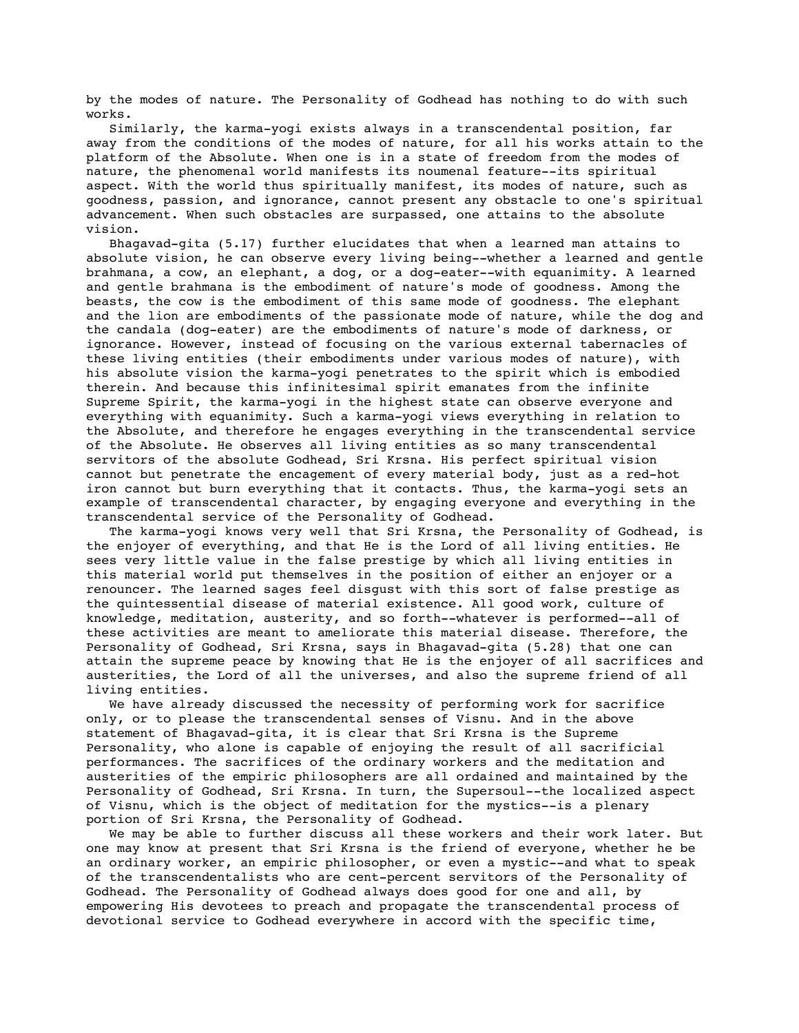by the modes of nature. The Personality of Godhead has nothing to do with such works.

Similarly, the karma-yogi exists always in a transcendental position, far away from the conditions of the modes of nature, for all his works attain to the platform of the Absolute. When one is in a state of freedom from the modes of nature, the phenomenal world manifests its noumenal feature--its spiritual aspect. With the world thus spiritually manifest, its modes of nature, such as goodness, passion, and ignorance, cannot present any obstacle to one's spiritual advancement. When such obstacles are surpassed, one attains to the absolute vision.

Bhagavad-gita (5.17) further elucidates that when a learned man attains to absolute vision, he can observe every living being--whether a learned and gentle brahmana, a cow, an elephant, a dog, or a dog-eater--with equanimity. A learned and gentle brahmana is the embodiment of nature's mode of goodness. Among the beasts, the cow is the embodiment of this same mode of goodness. The elephant and the lion are embodiments of the passionate mode of nature, while the dog and the candala (dog-eater) are the embodiments of nature's mode of darkness, or ignorance. However, instead of focusing on the various external tabernacles of these living entities (their embodiments under various modes of nature), with his absolute vision the karma-yogi penetrates to the spirit which is embodied therein. And because this infinitesimal spirit emanates from the infinite Supreme Spirit, the karma-yogi in the highest state can observe everyone and everything with equanimity. Such a karma-yogi views everything in relation to the Absolute, and therefore he engages everything in the transcendental service of the Absolute. He observes all living entities as so many transcendental servitors of the absolute Godhead, Sri Krsna. His perfect spiritual vision cannot but penetrate the encagement of every material body, just as a red-hot iron cannot but burn everything that it contacts. Thus, the karma-yogi sets an example of transcendental character, by engaging everyone and everything in the transcendental service of the Personality of Godhead.

The karma-yogi knows very well that Sri Krsna, the Personality of Godhead, is the enjoyer of everything, and that He is the Lord of all living entities. He sees very little value in the false prestige by which all living entities in this material world put themselves in the position of either an enjoyer or a renouncer. The learned sages feel disgust with this sort of false prestige as the quintessential disease of material existence. All good work, culture of knowledge, meditation, austerity, and so forth--whatever is performed--all of these activities are meant to ameliorate this material disease. Therefore, the Personality of Godhead, Sri Krsna, says in Bhagavad-gita (5.28) that one can attain the supreme peace by knowing that He is the enjoyer of all sacrifices and austerities, the Lord of all the universes, and also the supreme friend of all living entities.

We have already discussed the necessity of performing work for sacrifice only, or to please the transcendental senses of Visnu. And in the above statement of Bhagavad-gita, it is clear that Sri Krsna is the Supreme Personality, who alone is capable of enjoying the result of all sacrificial performances. The sacrifices of the ordinary workers and the meditation and austerities of the empiric philosophers are all ordained and maintained by the Personality of Godhead, Sri Krsna. In turn, the Supersoul--the localized aspect of Visnu, which is the object of meditation for the mystics--is a plenary portion of Sri Krsna, the Personality of Godhead.

We may be able to further discuss all these workers and their work later. But one may know at present that Sri Krsna is the friend of everyone, whether he be an ordinary worker, an empiric philosopher, or even a mystic--and what to speak of the transcendentalists who are cent-percent servitors of the Personality of Godhead. The Personality of Godhead always does good for one and all, by empowering His devotees to preach and propagate the transcendental process of devotional service to Godhead everywhere in accord with the specific time,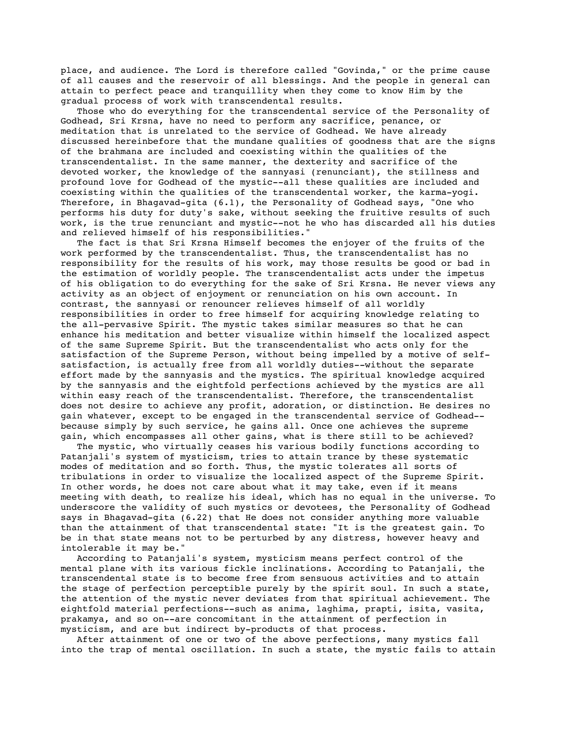place, and audience. The Lord is therefore called "Govinda," or the prime cause of all causes and the reservoir of all blessings. And the people in general can attain to perfect peace and tranquillity when they come to know Him by the gradual process of work with transcendental results.

Those who do everything for the transcendental service of the Personality of Godhead, Sri Krsna, have no need to perform any sacrifice, penance, or meditation that is unrelated to the service of Godhead. We have already discussed hereinbefore that the mundane qualities of goodness that are the signs of the brahmana are included and coexisting within the qualities of the transcendentalist. In the same manner, the dexterity and sacrifice of the devoted worker, the knowledge of the sannyasi (renunciant), the stillness and profound love for Godhead of the mystic--all these qualities are included and coexisting within the qualities of the transcendental worker, the karma-yogi. Therefore, in Bhagavad-gita (6.1), the Personality of Godhead says, "One who performs his duty for duty's sake, without seeking the fruitive results of such work, is the true renunciant and mystic--not he who has discarded all his duties and relieved himself of his responsibilities."

The fact is that Sri Krsna Himself becomes the enjoyer of the fruits of the work performed by the transcendentalist. Thus, the transcendentalist has no responsibility for the results of his work, may those results be good or bad in the estimation of worldly people. The transcendentalist acts under the impetus of his obligation to do everything for the sake of Sri Krsna. He never views any activity as an object of enjoyment or renunciation on his own account. In contrast, the sannyasi or renouncer relieves himself of all worldly responsibilities in order to free himself for acquiring knowledge relating to the all-pervasive Spirit. The mystic takes similar measures so that he can enhance his meditation and better visualize within himself the localized aspect of the same Supreme Spirit. But the transcendentalist who acts only for the satisfaction of the Supreme Person, without being impelled by a motive of self-satisfaction, is actually free from all worldly duties--without the separate effort made by the sannyasis and the mystics. The spiritual knowledge acquired by the sannyasis and the eightfold perfections achieved by the mystics are all within easy reach of the transcendentalist. Therefore, the transcendentalist does not desire to achieve any profit, adoration, or distinction. He desires no gain whatever, except to be engaged in the transcendental service of Godhead--because simply by such service, he gains all. Once one achieves the supreme gain, which encompasses all other gains, what is there still to be achieved?

The mystic, who virtually ceases his various bodily functions according to Patanjali's system of mysticism, tries to attain trance by these systematic modes of meditation and so forth. Thus, the mystic tolerates all sorts of tribulations in order to visualize the localized aspect of the Supreme Spirit. In other words, he does not care about what it may take, even if it means meeting with death, to realize his ideal, which has no equal in the universe. To underscore the validity of such mystics or devotees, the Personality of Godhead says in Bhagavad-gita (6.22) that He does not consider anything more valuable than the attainment of that transcendental state: "It is the greatest gain. To be in that state means not to be perturbed by any distress, however heavy and intolerable it may be."

According to Patanjali's system, mysticism means perfect control of the mental plane with its various fickle inclinations. According to Patanjali, the transcendental state is to become free from sensuous activities and to attain the stage of perfection perceptible purely by the spirit soul. In such a state, the attention of the mystic never deviates from that spiritual achievement. The eightfold material perfections--such as anima, laghima, prapti, isita, vasita, prakamya, and so on--are concomitant in the attainment of perfection in mysticism, and are but indirect by-products of that process.

After attainment of one or two of the above perfections, many mystics fall into the trap of mental oscillation. In such a state, the mystic fails to attain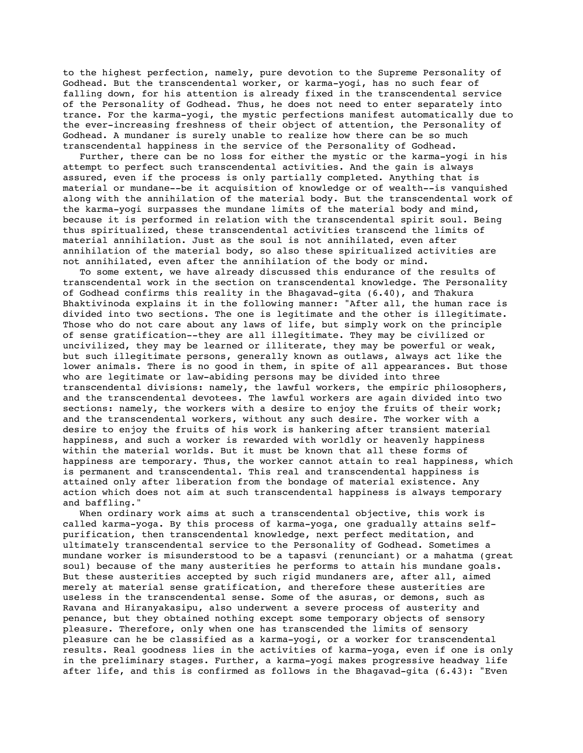to the highest perfection, namely, pure devotion to the Supreme Personality of Godhead. But the transcendental worker, or karma-yogi, has no such fear of falling down, for his attention is already fixed in the transcendental service of the Personality of Godhead. Thus, he does not need to enter separately into trance. For the karma-yogi, the mystic perfections manifest automatically due to the ever-increasing freshness of their object of attention, the Personality of Godhead. A mundaner is surely unable to realize how there can be so much transcendental happiness in the service of the Personality of Godhead.

Further, there can be no loss for either the mystic or the karma-yogi in his attempt to perfect such transcendental activities. And the gain is always assured, even if the process is only partially completed. Anything that is material or mundane--be it acquisition of knowledge or of wealth--is vanquished along with the annihilation of the material body. But the transcendental work of the karma-yogi surpasses the mundane limits of the material body and mind, because it is performed in relation with the transcendental spirit soul. Being thus spiritualized, these transcendental activities transcend the limits of material annihilation. Just as the soul is not annihilated, even after annihilation of the material body, so also these spiritualized activities are not annihilated, even after the annihilation of the body or mind.

To some extent, we have already discussed this endurance of the results of transcendental work in the section on transcendental knowledge. The Personality of Godhead confirms this reality in the Bhagavad-gita (6.40), and Thakura Bhaktivinoda explains it in the following manner: "After all, the human race is divided into two sections. The one is legitimate and the other is illegitimate. Those who do not care about any laws of life, but simply work on the principle of sense gratification--they are all illegitimate. They may be civilized or uncivilized, they may be learned or illiterate, they may be powerful or weak, but such illegitimate persons, generally known as outlaws, always act like the lower animals. There is no good in them, in spite of all appearances. But those who are legitimate or law-abiding persons may be divided into three transcendental divisions: namely, the lawful workers, the empiric philosophers, and the transcendental devotees. The lawful workers are again divided into two sections: namely, the workers with a desire to enjoy the fruits of their work; and the transcendental workers, without any such desire. The worker with a desire to enjoy the fruits of his work is hankering after transient material happiness, and such a worker is rewarded with worldly or heavenly happiness within the material worlds. But it must be known that all these forms of happiness are temporary. Thus, the worker cannot attain to real happiness, which is permanent and transcendental. This real and transcendental happiness is attained only after liberation from the bondage of material existence. Any action which does not aim at such transcendental happiness is always temporary and baffling."

When ordinary work aims at such a transcendental objective, this work is called karma-yoga. By this process of karma-yoga, one gradually attains self-purification, then transcendental knowledge, next perfect meditation, and ultimately transcendental service to the Personality of Godhead. Sometimes a mundane worker is misunderstood to be a tapasvi (renunciant) or a mahatma (great soul) because of the many austerities he performs to attain his mundane goals. But these austerities accepted by such rigid mundaners are, after all, aimed merely at material sense gratification, and therefore these austerities are useless in the transcendental sense. Some of the asuras, or demons, such as Ravana and Hiranyakasipu, also underwent a severe process of austerity and penance, but they obtained nothing except some temporary objects of sensory pleasure. Therefore, only when one has transcended the limits of sensory pleasure can he be classified as a karma-yogi, or a worker for transcendental results. Real goodness lies in the activities of karma-yoga, even if one is only in the preliminary stages. Further, a karma-yogi makes progressive headway life after life, and this is confirmed as follows in the Bhagavad-gita (6.43): "Even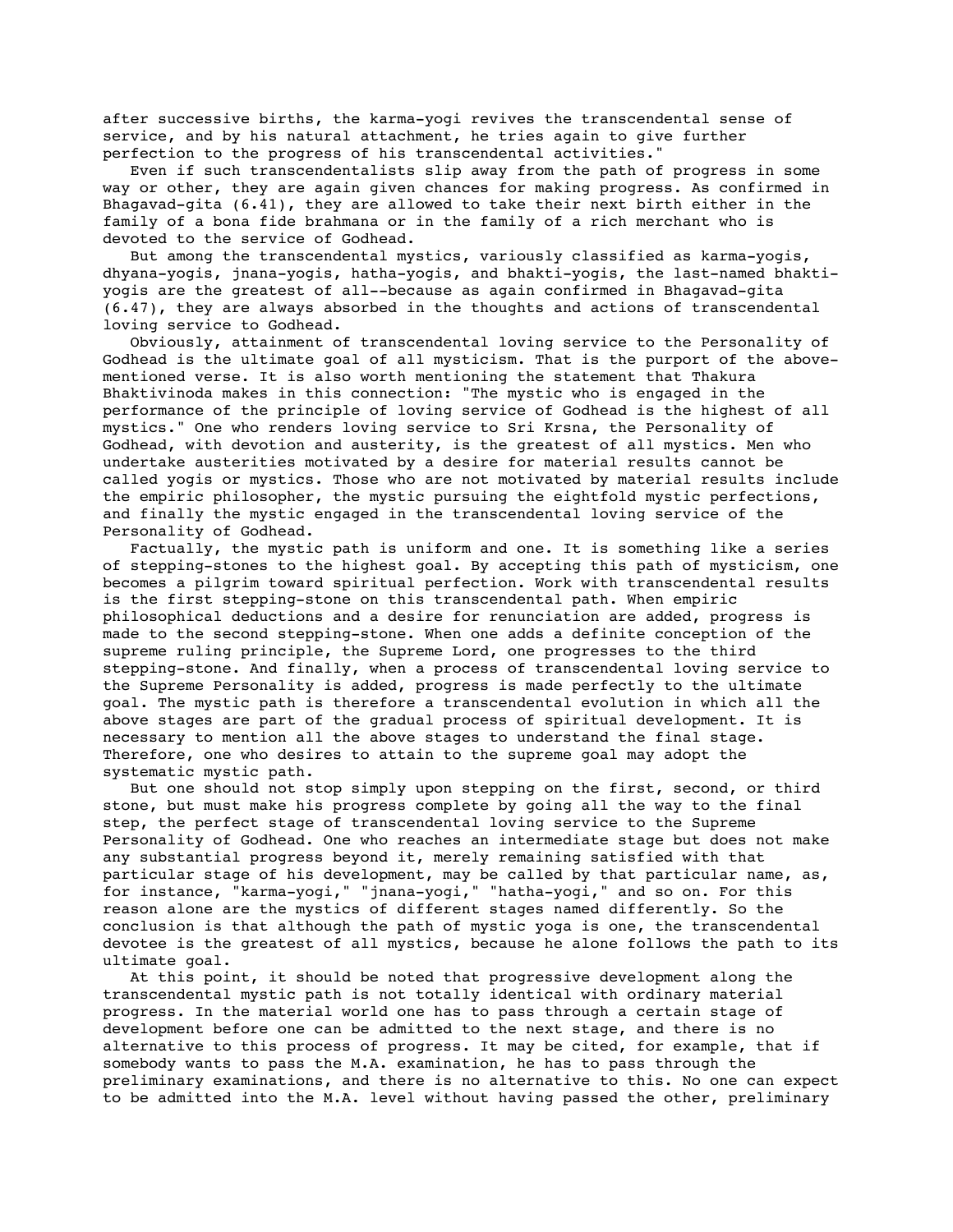after successive births, the karma-yogi revives the transcendental sense of service, and by his natural attachment, he tries again to give further perfection to the progress of his transcendental activities."

Even if such transcendentalists slip away from the path of progress in some way or other, they are again given chances for making progress. As confirmed in Bhagavad-gita (6.41), they are allowed to take their next birth either in the family of a bona fide brahmana or in the family of a rich merchant who is devoted to the service of Godhead.

But among the transcendental mystics, variously classified as karma-yogis, dhyana-yogis, jnana-yogis, hatha-yogis, and bhakti-yogis, the last-named bhakti-yogis are the greatest of all--because as again confirmed in Bhagavad-gita (6.47), they are always absorbed in the thoughts and actions of transcendental loving service to Godhead.

Obviously, attainment of transcendental loving service to the Personality of Godhead is the ultimate goal of all mysticism. That is the purport of the above-mentioned verse. It is also worth mentioning the statement that Thakura Bhaktivinoda makes in this connection: "The mystic who is engaged in the performance of the principle of loving service of Godhead is the highest of all mystics." One who renders loving service to Sri Krsna, the Personality of Godhead, with devotion and austerity, is the greatest of all mystics. Men who undertake austerities motivated by a desire for material results cannot be called yogis or mystics. Those who are not motivated by material results include the empiric philosopher, the mystic pursuing the eightfold mystic perfections, and finally the mystic engaged in the transcendental loving service of the Personality of Godhead.

Factually, the mystic path is uniform and one. It is something like a series of stepping-stones to the highest goal. By accepting this path of mysticism, one becomes a pilgrim toward spiritual perfection. Work with transcendental results is the first stepping-stone on this transcendental path. When empiric philosophical deductions and a desire for renunciation are added, progress is made to the second stepping-stone. When one adds a definite conception of the supreme ruling principle, the Supreme Lord, one progresses to the third stepping-stone. And finally, when a process of transcendental loving service to the Supreme Personality is added, progress is made perfectly to the ultimate goal. The mystic path is therefore a transcendental evolution in which all the above stages are part of the gradual process of spiritual development. It is necessary to mention all the above stages to understand the final stage. Therefore, one who desires to attain to the supreme goal may adopt the systematic mystic path.

But one should not stop simply upon stepping on the first, second, or third stone, but must make his progress complete by going all the way to the final step, the perfect stage of transcendental loving service to the Supreme Personality of Godhead. One who reaches an intermediate stage but does not make any substantial progress beyond it, merely remaining satisfied with that particular stage of his development, may be called by that particular name, as, for instance, "karma-yogi," "jnana-yogi," "hatha-yogi," and so on. For this reason alone are the mystics of different stages named differently. So the conclusion is that although the path of mystic yoga is one, the transcendental devotee is the greatest of all mystics, because he alone follows the path to its ultimate goal.

At this point, it should be noted that progressive development along the transcendental mystic path is not totally identical with ordinary material progress. In the material world one has to pass through a certain stage of development before one can be admitted to the next stage, and there is no alternative to this process of progress. It may be cited, for example, that if somebody wants to pass the M.A. examination, he has to pass through the preliminary examinations, and there is no alternative to this. No one can expect to be admitted into the M.A. level without having passed the other, preliminary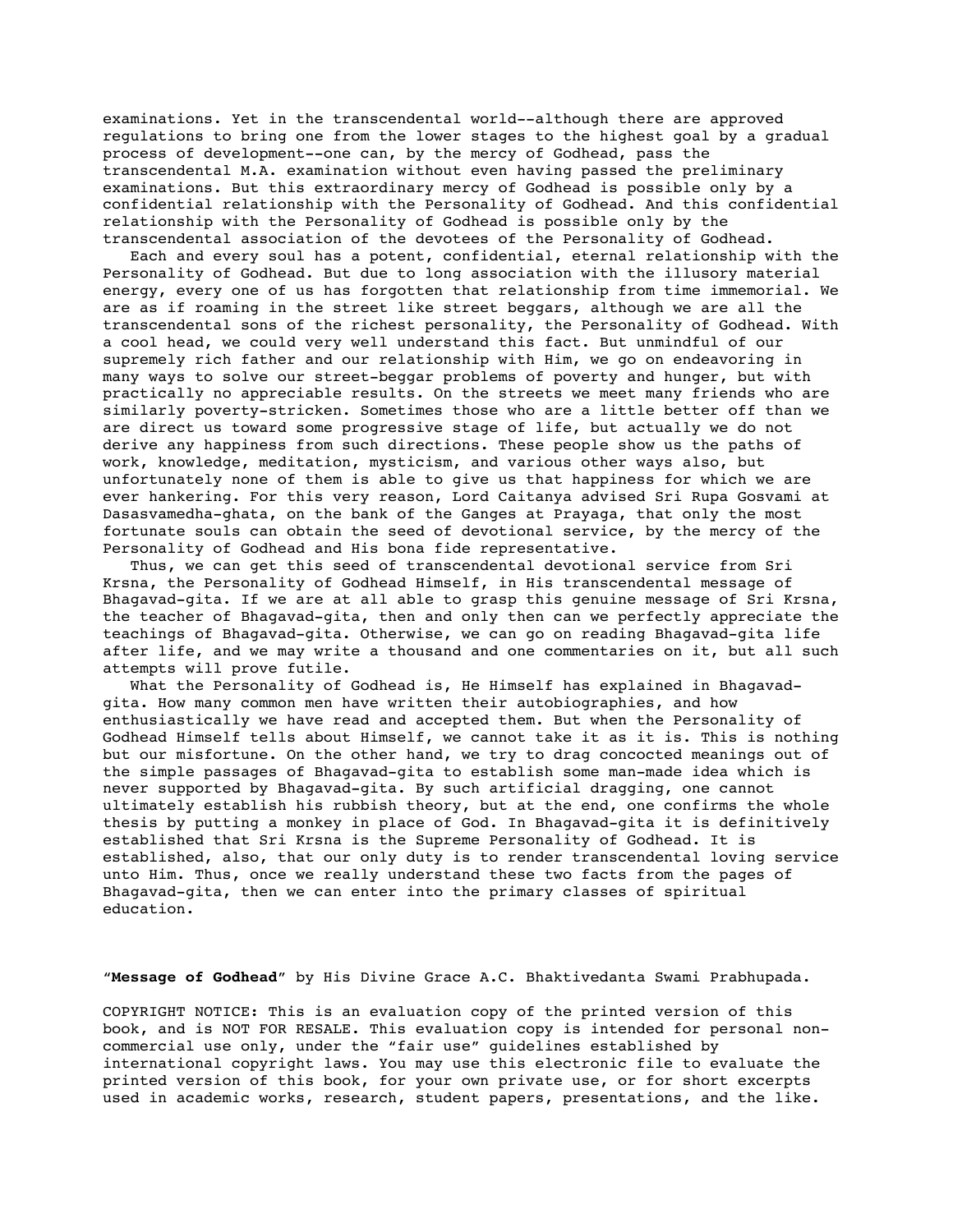examinations. Yet in the transcendental world--although there are approved regulations to bring one from the lower stages to the highest goal by a gradual process of development--one can, by the mercy of Godhead, pass the transcendental M.A. examination without even having passed the preliminary examinations. But this extraordinary mercy of Godhead is possible only by a confidential relationship with the Personality of Godhead. And this confidential relationship with the Personality of Godhead is possible only by the transcendental association of the devotees of the Personality of Godhead.

Each and every soul has a potent, confidential, eternal relationship with the Personality of Godhead. But due to long association with the illusory material energy, every one of us has forgotten that relationship from time immemorial. We are as if roaming in the street like street beggars, although we are all the transcendental sons of the richest personality, the Personality of Godhead. With a cool head, we could very well understand this fact. But unmindful of our supremely rich father and our relationship with Him, we go on endeavoring in many ways to solve our street-beggar problems of poverty and hunger, but with practically no appreciable results. On the streets we meet many friends who are similarly poverty-stricken. Sometimes those who are a little better off than we are direct us toward some progressive stage of life, but actually we do not derive any happiness from such directions. These people show us the paths of work, knowledge, meditation, mysticism, and various other ways also, but unfortunately none of them is able to give us that happiness for which we are ever hankering. For this very reason, Lord Caitanya advised Sri Rupa Gosvami at Dasasvamedha-ghata, on the bank of the Ganges at Prayaga, that only the most fortunate souls can obtain the seed of devotional service, by the mercy of the Personality of Godhead and His bona fide representative.

Thus, we can get this seed of transcendental devotional service from Sri Krsna, the Personality of Godhead Himself, in His transcendental message of Bhagavad-gita. If we are at all able to grasp this genuine message of Sri Krsna, the teacher of Bhagavad-gita, then and only then can we perfectly appreciate the teachings of Bhagavad-gita. Otherwise, we can go on reading Bhagavad-gita life after life, and we may write a thousand and one commentaries on it, but all such attempts will prove futile.

What the Personality of Godhead is, He Himself has explained in Bhagavad-gita. How many common men have written their autobiographies, and how enthusiastically we have read and accepted them. But when the Personality of Godhead Himself tells about Himself, we cannot take it as it is. This is nothing but our misfortune. On the other hand, we try to drag concocted meanings out of the simple passages of Bhagavad-gita to establish some man-made idea which is never supported by Bhagavad-gita. By such artificial dragging, one cannot ultimately establish his rubbish theory, but at the end, one confirms the whole thesis by putting a monkey in place of God. In Bhagavad-gita it is definitively established that Sri Krsna is the Supreme Personality of Godhead. It is established, also, that our only duty is to render transcendental loving service unto Him. Thus, once we really understand these two facts from the pages of Bhagavad-gita, then we can enter into the primary classes of spiritual education.

"**Message of Godhead**" by His Divine Grace A.C. Bhaktivedanta Swami Prabhupada.

COPYRIGHT NOTICE: This is an evaluation copy of the printed version of this book, and is NOT FOR RESALE. This evaluation copy is intended for personal non-commercial use only, under the "fair use" guidelines established by international copyright laws. You may use this electronic file to evaluate the printed version of this book, for your own private use, or for short excerpts used in academic works, research, student papers, presentations, and the like.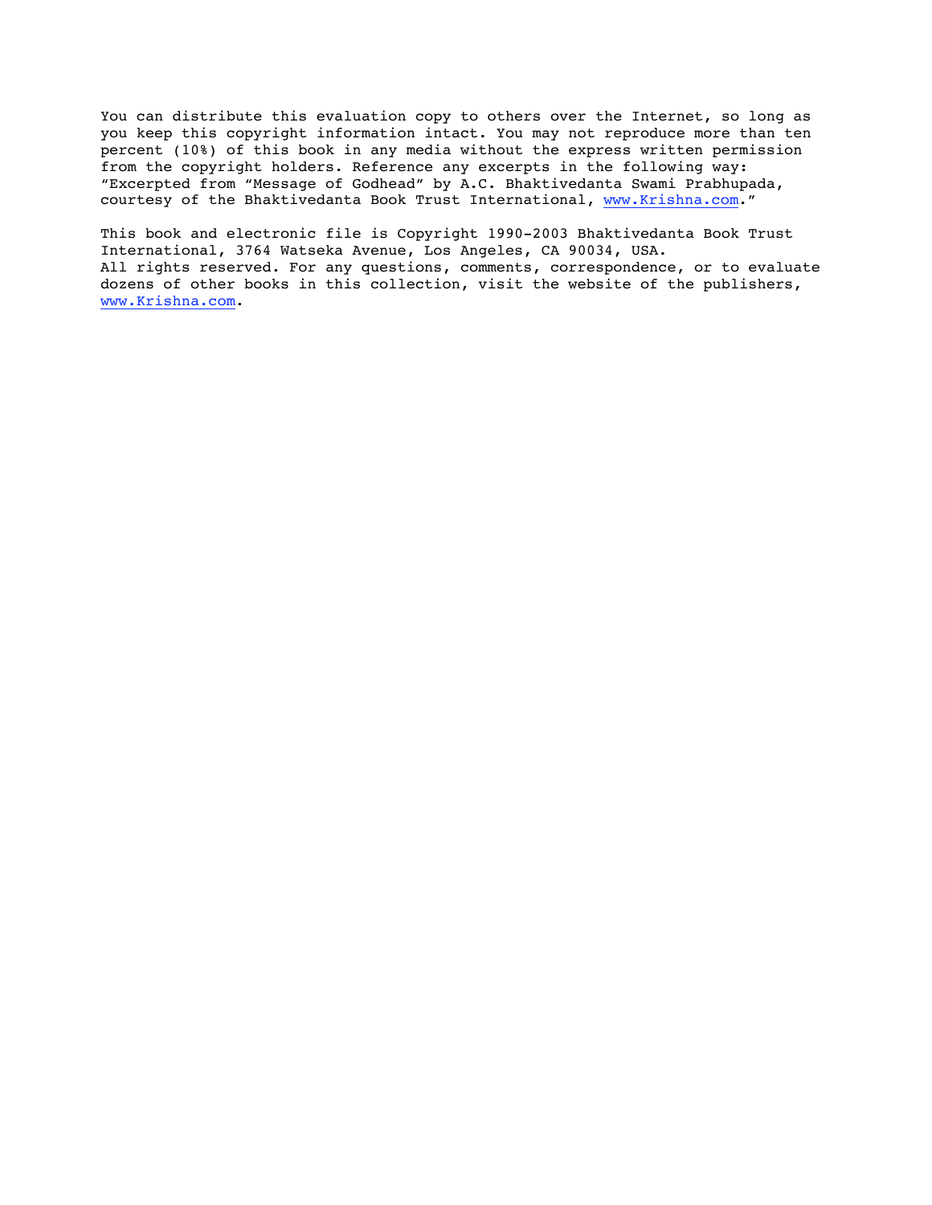You can distribute this evaluation copy to others over the Internet, so long as you keep this copyright information intact. You may not reproduce more than ten percent (10%) of this book in any media without the express written permission from the copyright holders. Reference any excerpts in the following way: "Excerpted from "Message of Godhead" by A.C. Bhaktivedanta Swami Prabhupada, courtesy of the Bhaktivedanta Book Trust International, www.Krishna.com."

This book and electronic file is Copyright 1990-2003 Bhaktivedanta Book Trust International, 3764 Watseka Avenue, Los Angeles, CA 90034, USA. All rights reserved. For any questions, comments, correspondence, or to evaluate dozens of other books in this collection, visit the website of the publishers, www.Krishna.com.